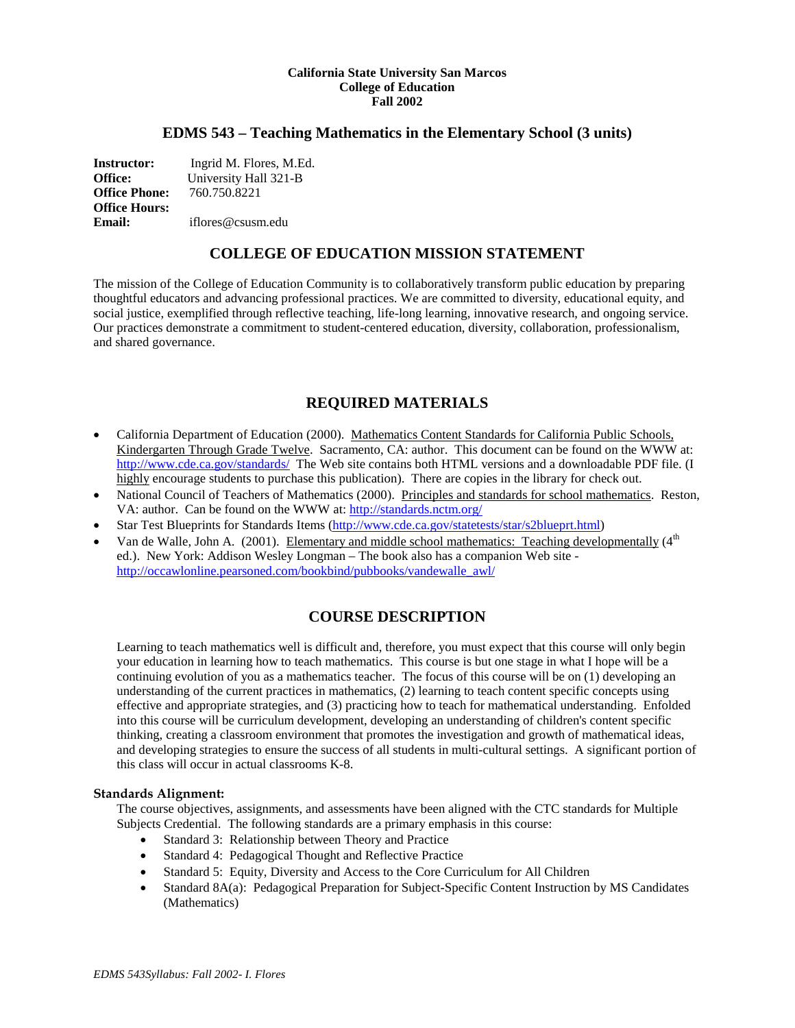**California State University San Marcos**
**College of Education**
**Fall 2002**

## EDMS 543 – Teaching Mathematics in the Elementary School (3 units)

**Instructor:** Ingrid M. Flores, M.Ed.
**Office:** University Hall 321-B
**Office Phone:** 760.750.8221
**Office Hours:**
**Email:** iflores@csusm.edu

## COLLEGE OF EDUCATION MISSION STATEMENT

The mission of the College of Education Community is to collaboratively transform public education by preparing thoughtful educators and advancing professional practices. We are committed to diversity, educational equity, and social justice, exemplified through reflective teaching, life-long learning, innovative research, and ongoing service. Our practices demonstrate a commitment to student-centered education, diversity, collaboration, professionalism, and shared governance.

## REQUIRED MATERIALS

- California Department of Education (2000). Mathematics Content Standards for California Public Schools, Kindergarten Through Grade Twelve. Sacramento, CA: author. This document can be found on the WWW at: http://www.cde.ca.gov/standards/ The Web site contains both HTML versions and a downloadable PDF file. (I highly encourage students to purchase this publication). There are copies in the library for check out.
- National Council of Teachers of Mathematics (2000). Principles and standards for school mathematics. Reston, VA: author. Can be found on the WWW at: http://standards.nctm.org/
- Star Test Blueprints for Standards Items (http://www.cde.ca.gov/statetests/star/s2blueprt.html)
- Van de Walle, John A. (2001). Elementary and middle school mathematics: Teaching developmentally (4th ed.). New York: Addison Wesley Longman – The book also has a companion Web site - http://occawlonline.pearsoned.com/bookbind/pubbooks/vandewalle_awl/

## COURSE DESCRIPTION

Learning to teach mathematics well is difficult and, therefore, you must expect that this course will only begin your education in learning how to teach mathematics. This course is but one stage in what I hope will be a continuing evolution of you as a mathematics teacher. The focus of this course will be on (1) developing an understanding of the current practices in mathematics, (2) learning to teach content specific concepts using effective and appropriate strategies, and (3) practicing how to teach for mathematical understanding. Enfolded into this course will be curriculum development, developing an understanding of children's content specific thinking, creating a classroom environment that promotes the investigation and growth of mathematical ideas, and developing strategies to ensure the success of all students in multi-cultural settings. A significant portion of this class will occur in actual classrooms K-8.

### Standards Alignment:

The course objectives, assignments, and assessments have been aligned with the CTC standards for Multiple Subjects Credential. The following standards are a primary emphasis in this course:

- Standard 3: Relationship between Theory and Practice
- Standard 4: Pedagogical Thought and Reflective Practice
- Standard 5: Equity, Diversity and Access to the Core Curriculum for All Children
- Standard 8A(a): Pedagogical Preparation for Subject-Specific Content Instruction by MS Candidates (Mathematics)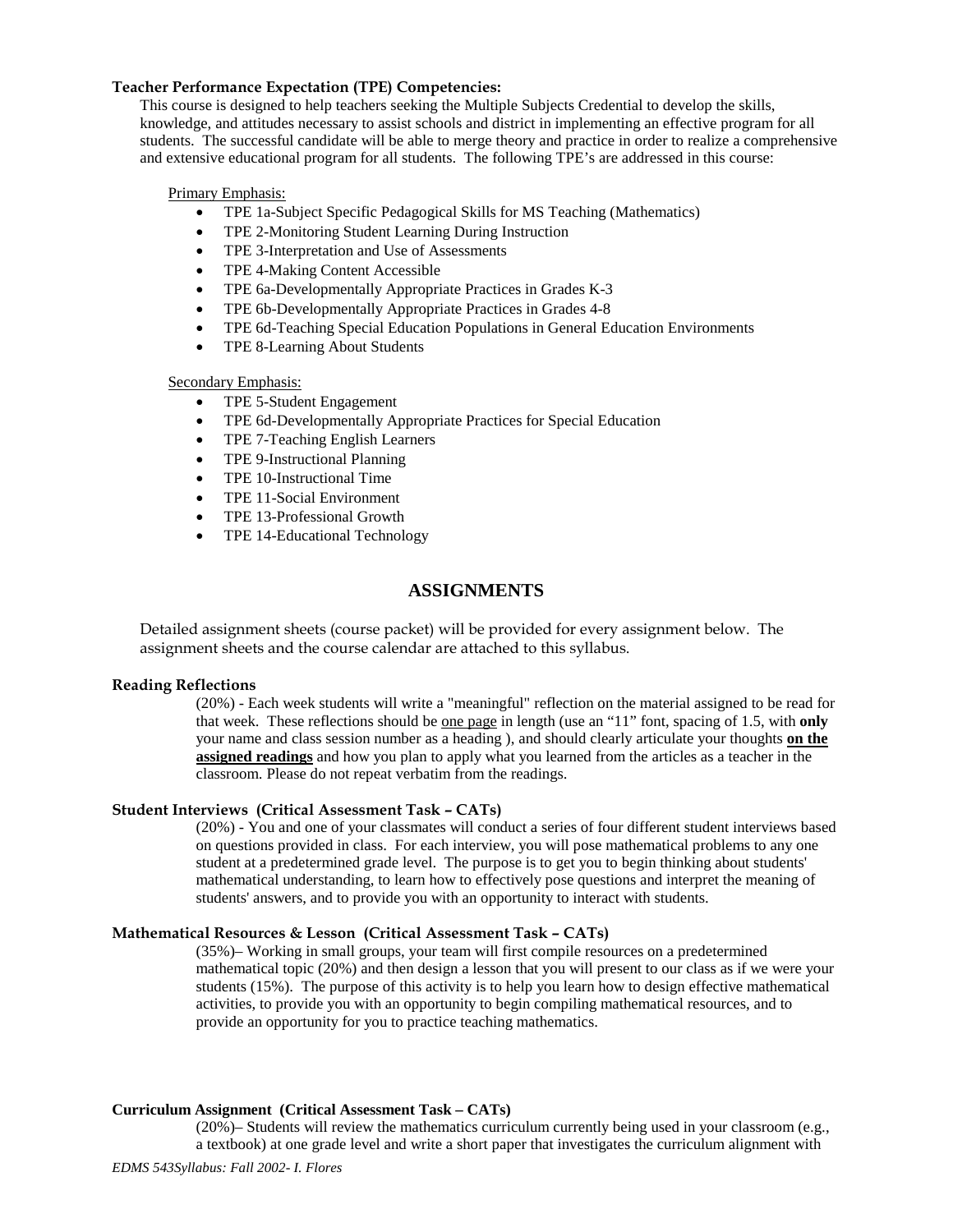**Teacher Performance Expectation (TPE) Competencies:**

This course is designed to help teachers seeking the Multiple Subjects Credential to develop the skills, knowledge, and attitudes necessary to assist schools and district in implementing an effective program for all students. The successful candidate will be able to merge theory and practice in order to realize a comprehensive and extensive educational program for all students. The following TPE's are addressed in this course:

Primary Emphasis:

- TPE 1a-Subject Specific Pedagogical Skills for MS Teaching (Mathematics)
- TPE 2-Monitoring Student Learning During Instruction
- TPE 3-Interpretation and Use of Assessments
- TPE 4-Making Content Accessible
- TPE 6a-Developmentally Appropriate Practices in Grades K-3
- TPE 6b-Developmentally Appropriate Practices in Grades 4-8
- TPE 6d-Teaching Special Education Populations in General Education Environments
- TPE 8-Learning About Students

Secondary Emphasis:

- TPE 5-Student Engagement
- TPE 6d-Developmentally Appropriate Practices for Special Education
- TPE 7-Teaching English Learners
- TPE 9-Instructional Planning
- TPE 10-Instructional Time
- TPE 11-Social Environment
- TPE 13-Professional Growth
- TPE 14-Educational Technology

## ASSIGNMENTS

Detailed assignment sheets (course packet) will be provided for every assignment below. The assignment sheets and the course calendar are attached to this syllabus.

**Reading Reflections**

(20%) - Each week students will write a "meaningful" reflection on the material assigned to be read for that week. These reflections should be one page in length (use an "11" font, spacing of 1.5, with **only** your name and class session number as a heading ), and should clearly articulate your thoughts **on the assigned readings** and how you plan to apply what you learned from the articles as a teacher in the classroom. Please do not repeat verbatim from the readings.

**Student Interviews (Critical Assessment Task – CATs)**

(20%) - You and one of your classmates will conduct a series of four different student interviews based on questions provided in class. For each interview, you will pose mathematical problems to any one student at a predetermined grade level. The purpose is to get you to begin thinking about students' mathematical understanding, to learn how to effectively pose questions and interpret the meaning of students' answers, and to provide you with an opportunity to interact with students.

**Mathematical Resources & Lesson (Critical Assessment Task – CATs)**

(35%)– Working in small groups, your team will first compile resources on a predetermined mathematical topic (20%) and then design a lesson that you will present to our class as if we were your students (15%). The purpose of this activity is to help you learn how to design effective mathematical activities, to provide you with an opportunity to begin compiling mathematical resources, and to provide an opportunity for you to practice teaching mathematics.

**Curriculum Assignment (Critical Assessment Task – CATs)**

(20%)– Students will review the mathematics curriculum currently being used in your classroom (e.g., a textbook) at one grade level and write a short paper that investigates the curriculum alignment with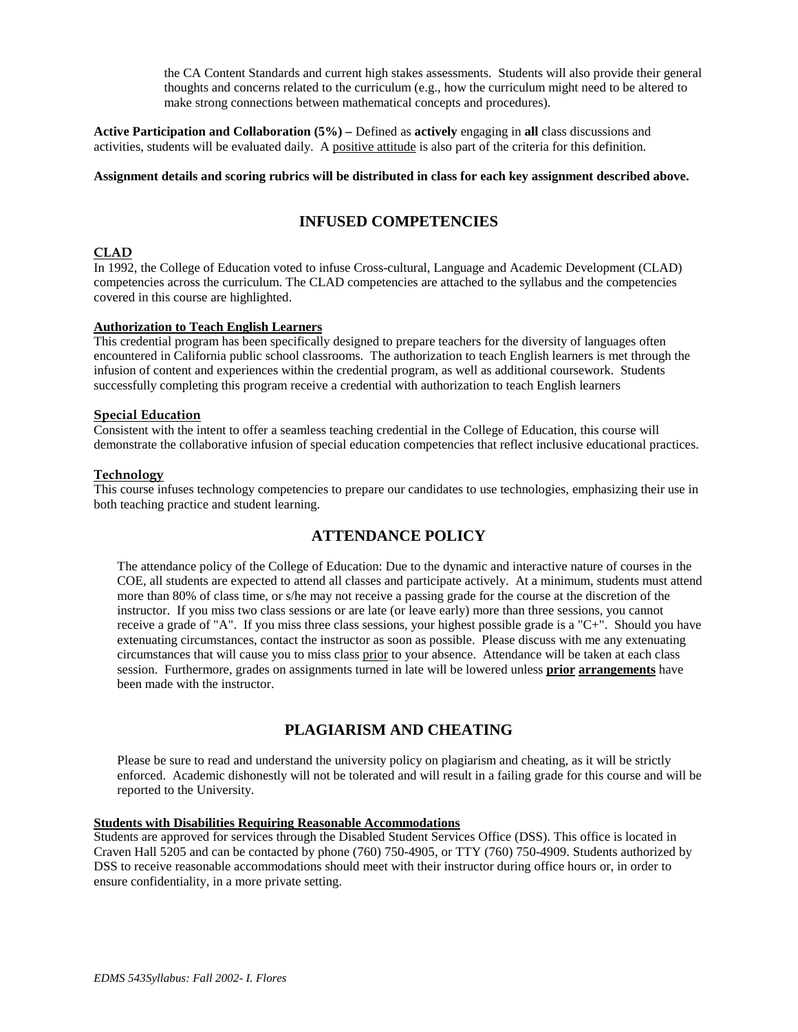the CA Content Standards and current high stakes assessments. Students will also provide their general thoughts and concerns related to the curriculum (e.g., how the curriculum might need to be altered to make strong connections between mathematical concepts and procedures).

**Active Participation and Collaboration (5%) –** Defined as **actively** engaging in **all** class discussions and activities, students will be evaluated daily. A <u>positive attitude</u> is also part of the criteria for this definition.

**Assignment details and scoring rubrics will be distributed in class for each key assignment described above.**

## INFUSED COMPETENCIES

### CLAD

In 1992, the College of Education voted to infuse Cross-cultural, Language and Academic Development (CLAD) competencies across the curriculum. The CLAD competencies are attached to the syllabus and the competencies covered in this course are highlighted.

### Authorization to Teach English Learners

This credential program has been specifically designed to prepare teachers for the diversity of languages often encountered in California public school classrooms. The authorization to teach English learners is met through the infusion of content and experiences within the credential program, as well as additional coursework. Students successfully completing this program receive a credential with authorization to teach English learners

### Special Education

Consistent with the intent to offer a seamless teaching credential in the College of Education, this course will demonstrate the collaborative infusion of special education competencies that reflect inclusive educational practices.

### Technology

This course infuses technology competencies to prepare our candidates to use technologies, emphasizing their use in both teaching practice and student learning.

## ATTENDANCE POLICY

The attendance policy of the College of Education: Due to the dynamic and interactive nature of courses in the COE, all students are expected to attend all classes and participate actively. At a minimum, students must attend more than 80% of class time, or s/he may not receive a passing grade for the course at the discretion of the instructor. If you miss two class sessions or are late (or leave early) more than three sessions, you cannot receive a grade of "A". If you miss three class sessions, your highest possible grade is a "C+". Should you have extenuating circumstances, contact the instructor as soon as possible. Please discuss with me any extenuating circumstances that will cause you to miss class <u>prior</u> to your absence. Attendance will be taken at each class session. Furthermore, grades on assignments turned in late will be lowered unless **<u>prior</u> <u>arrangements</u>** have been made with the instructor.

## PLAGIARISM AND CHEATING

Please be sure to read and understand the university policy on plagiarism and cheating, as it will be strictly enforced. Academic dishonestly will not be tolerated and will result in a failing grade for this course and will be reported to the University.

### Students with Disabilities Requiring Reasonable Accommodations

Students are approved for services through the Disabled Student Services Office (DSS). This office is located in Craven Hall 5205 and can be contacted by phone (760) 750-4905, or TTY (760) 750-4909. Students authorized by DSS to receive reasonable accommodations should meet with their instructor during office hours or, in order to ensure confidentiality, in a more private setting.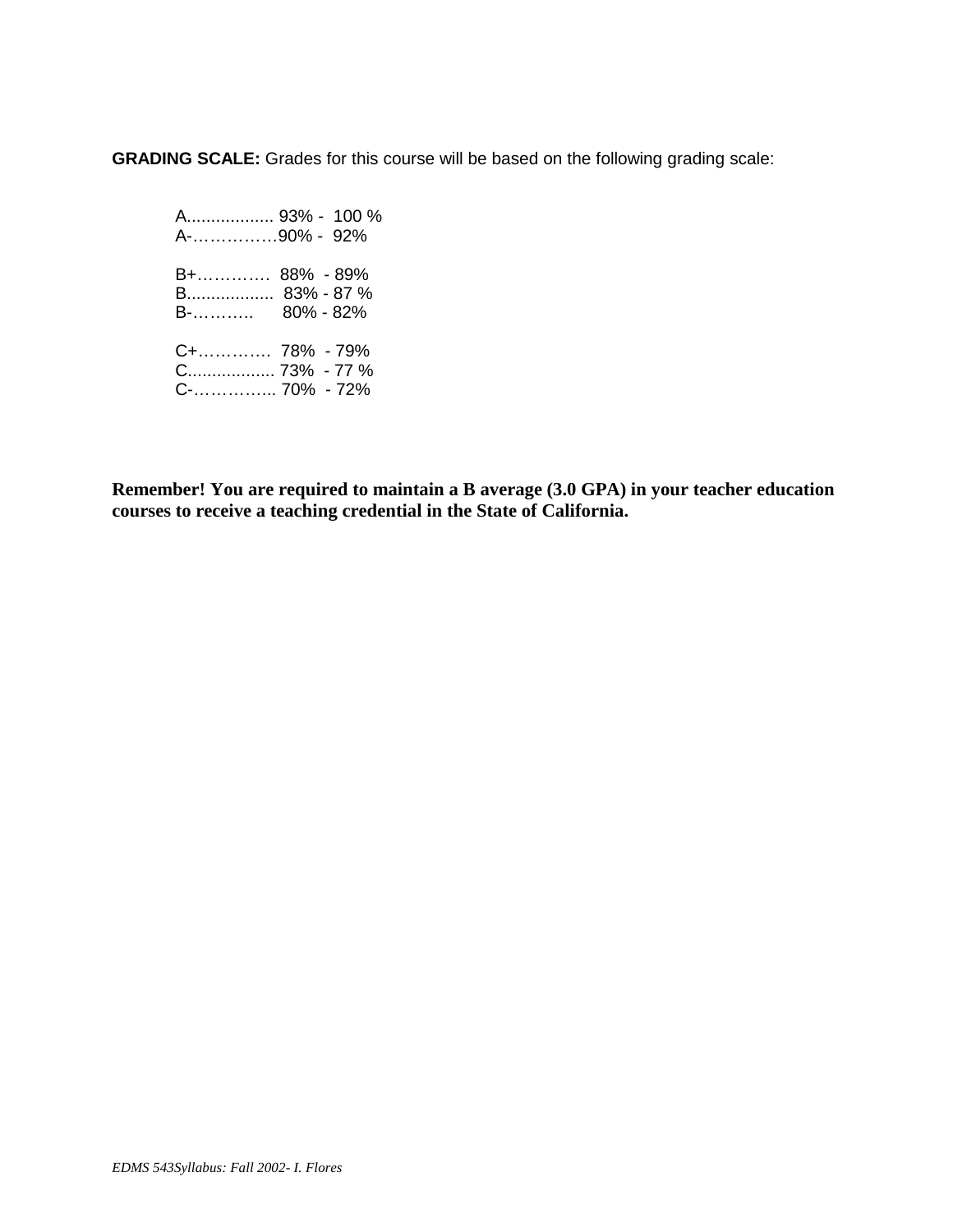**GRADING SCALE:** Grades for this course will be based on the following grading scale:

A.................. 93% - 100 %  
A-……………90% - 92%

B+…………. 88% - 89%  
B.................. 83% - 87 %  
B-……….. 80% - 82%

C+…………. 78% - 79%  
C.................. 73% - 77 %  
C-…………... 70% - 72%

**Remember! You are required to maintain a B average (3.0 GPA) in your teacher education courses to receive a teaching credential in the State of California.**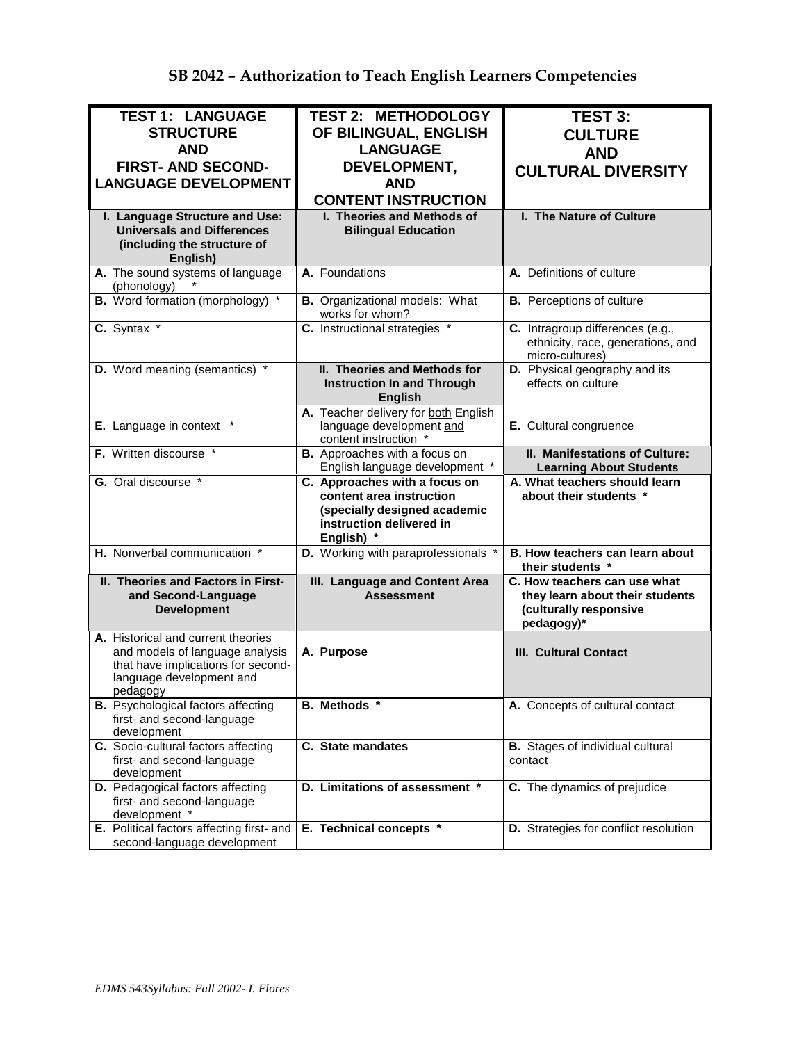# SB 2042 – Authorization to Teach English Learners Competencies

| TEST 1: LANGUAGE STRUCTURE AND FIRST- AND SECOND-LANGUAGE DEVELOPMENT | TEST 2: METHODOLOGY OF BILINGUAL, ENGLISH LANGUAGE DEVELOPMENT, AND CONTENT INSTRUCTION | TEST 3: CULTURE AND CULTURAL DIVERSITY |
|---|---|---|
| **I. Language Structure and Use: Universals and Differences (including the structure of English)** | **I. Theories and Methods of Bilingual Education** | **I. The Nature of Culture** |
| **A.** The sound systems of language (phonology) * | **A.** Foundations | **A.** Definitions of culture |
| **B.** Word formation (morphology) * | **B.** Organizational models: What works for whom? | **B.** Perceptions of culture |
| **C.** Syntax * | **C.** Instructional strategies * | **C.** Intragroup differences (e.g., ethnicity, race, generations, and micro-cultures) |
| **D.** Word meaning (semantics) * | **II. Theories and Methods for Instruction In and Through English** | **D.** Physical geography and its effects on culture |
| **E.** Language in context * | **A.** Teacher delivery for both English language development and content instruction * | **E.** Cultural congruence |
| **F.** Written discourse * | **B.** Approaches with a focus on English language development * | **II. Manifestations of Culture: Learning About Students** |
| **G.** Oral discourse * | **C. Approaches with a focus on content area instruction (specially designed academic instruction delivered in English) *** | **A. What teachers should learn about their students *** |
| **H.** Nonverbal communication * | **D.** Working with paraprofessionals * | **B. How teachers can learn about their students *** |
| **II. Theories and Factors in First- and Second-Language Development** | **III. Language and Content Area Assessment** | **C. How teachers can use what they learn about their students (culturally responsive pedagogy)*** |
| **A.** Historical and current theories and models of language analysis that have implications for second-language development and pedagogy | **A. Purpose** | **III. Cultural Contact** |
| **B.** Psychological factors affecting first- and second-language development | **B. Methods *** | **A.** Concepts of cultural contact |
| **C.** Socio-cultural factors affecting first- and second-language development | **C. State mandates** | **B.** Stages of individual cultural contact |
| **D.** Pedagogical factors affecting first- and second-language development * | **D. Limitations of assessment *** | **C.** The dynamics of prejudice |
| **E.** Political factors affecting first- and second-language development | **E. Technical concepts *** | **D.** Strategies for conflict resolution |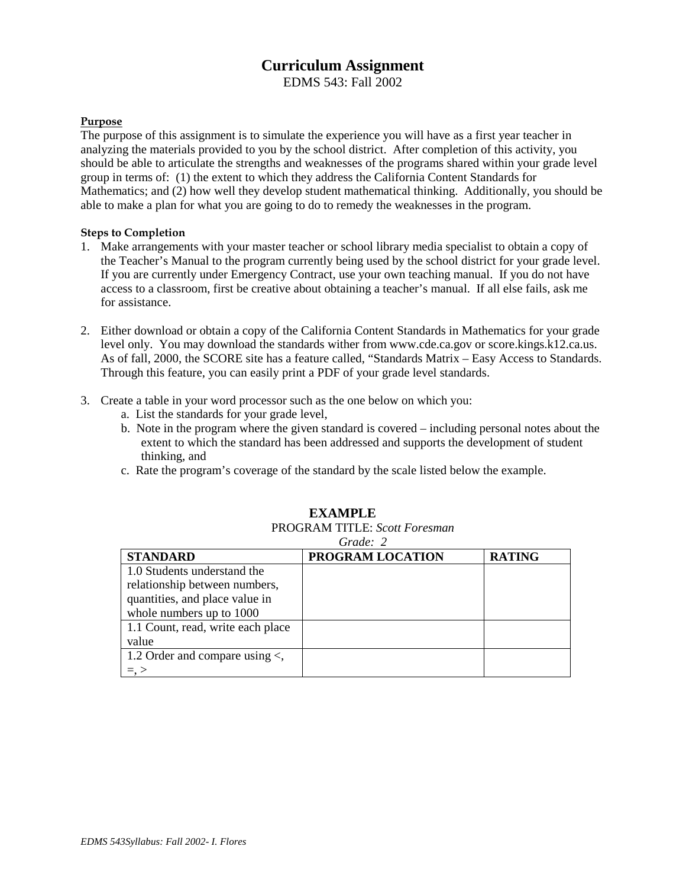# Curriculum Assignment

EDMS 543: Fall 2002

**Purpose**

The purpose of this assignment is to simulate the experience you will have as a first year teacher in analyzing the materials provided to you by the school district. After completion of this activity, you should be able to articulate the strengths and weaknesses of the programs shared within your grade level group in terms of: (1) the extent to which they address the California Content Standards for Mathematics; and (2) how well they develop student mathematical thinking. Additionally, you should be able to make a plan for what you are going to do to remedy the weaknesses in the program.

**Steps to Completion**

1. Make arrangements with your master teacher or school library media specialist to obtain a copy of the Teacher's Manual to the program currently being used by the school district for your grade level. If you are currently under Emergency Contract, use your own teaching manual. If you do not have access to a classroom, first be creative about obtaining a teacher's manual. If all else fails, ask me for assistance.

2. Either download or obtain a copy of the California Content Standards in Mathematics for your grade level only. You may download the standards wither from www.cde.ca.gov or score.kings.k12.ca.us. As of fall, 2000, the SCORE site has a feature called, "Standards Matrix – Easy Access to Standards. Through this feature, you can easily print a PDF of your grade level standards.

3. Create a table in your word processor such as the one below on which you:
   a. List the standards for your grade level,
   b. Note in the program where the given standard is covered – including personal notes about the extent to which the standard has been addressed and supports the development of student thinking, and
   c. Rate the program's coverage of the standard by the scale listed below the example.

**EXAMPLE**

PROGRAM TITLE: *Scott Foresman*

*Grade: 2*

| STANDARD | PROGRAM LOCATION | RATING |
|---|---|---|
| 1.0 Students understand the relationship between numbers, quantities, and place value in whole numbers up to 1000 | | |
| 1.1 Count, read, write each place value | | |
| 1.2 Order and compare using <, =, > | | |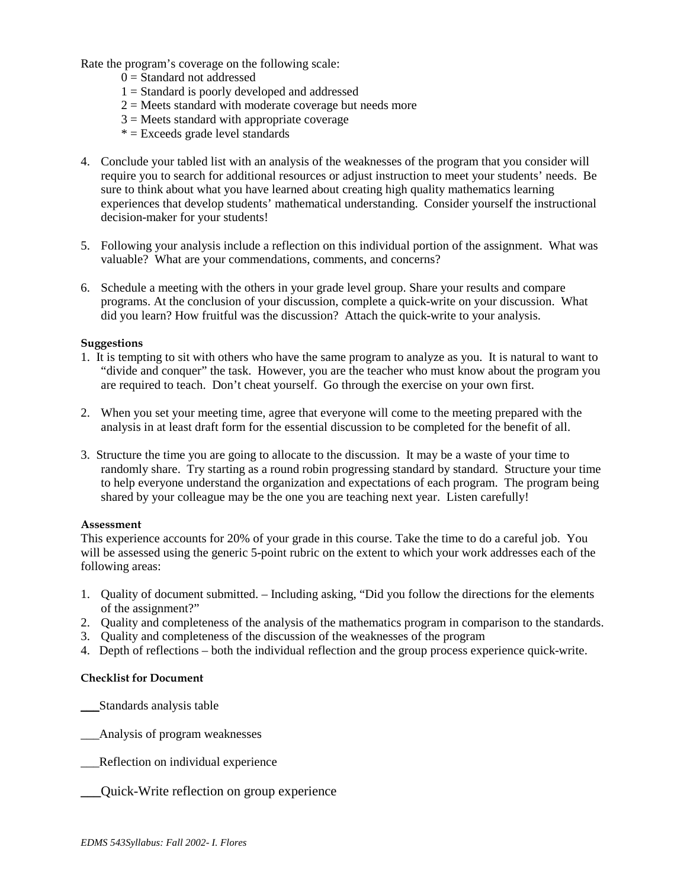Rate the program's coverage on the following scale:

0 = Standard not addressed
1 = Standard is poorly developed and addressed
2 = Meets standard with moderate coverage but needs more
3 = Meets standard with appropriate coverage
* = Exceeds grade level standards

4. Conclude your tabled list with an analysis of the weaknesses of the program that you consider will require you to search for additional resources or adjust instruction to meet your students' needs. Be sure to think about what you have learned about creating high quality mathematics learning experiences that develop students' mathematical understanding. Consider yourself the instructional decision-maker for your students!

5. Following your analysis include a reflection on this individual portion of the assignment. What was valuable? What are your commendations, comments, and concerns?

6. Schedule a meeting with the others in your grade level group. Share your results and compare programs. At the conclusion of your discussion, complete a quick-write on your discussion. What did you learn? How fruitful was the discussion? Attach the quick-write to your analysis.

**Suggestions**

1. It is tempting to sit with others who have the same program to analyze as you. It is natural to want to "divide and conquer" the task. However, you are the teacher who must know about the program you are required to teach. Don't cheat yourself. Go through the exercise on your own first.

2. When you set your meeting time, agree that everyone will come to the meeting prepared with the analysis in at least draft form for the essential discussion to be completed for the benefit of all.

3. Structure the time you are going to allocate to the discussion. It may be a waste of your time to randomly share. Try starting as a round robin progressing standard by standard. Structure your time to help everyone understand the organization and expectations of each program. The program being shared by your colleague may be the one you are teaching next year. Listen carefully!

**Assessment**

This experience accounts for 20% of your grade in this course. Take the time to do a careful job. You will be assessed using the generic 5-point rubric on the extent to which your work addresses each of the following areas:

1. Quality of document submitted. – Including asking, "Did you follow the directions for the elements of the assignment?"
2. Quality and completeness of the analysis of the mathematics program in comparison to the standards.
3. Quality and completeness of the discussion of the weaknesses of the program
4. Depth of reflections – both the individual reflection and the group process experience quick-write.

**Checklist for Document**

___Standards analysis table

___Analysis of program weaknesses

___Reflection on individual experience

___Quick-Write reflection on group experience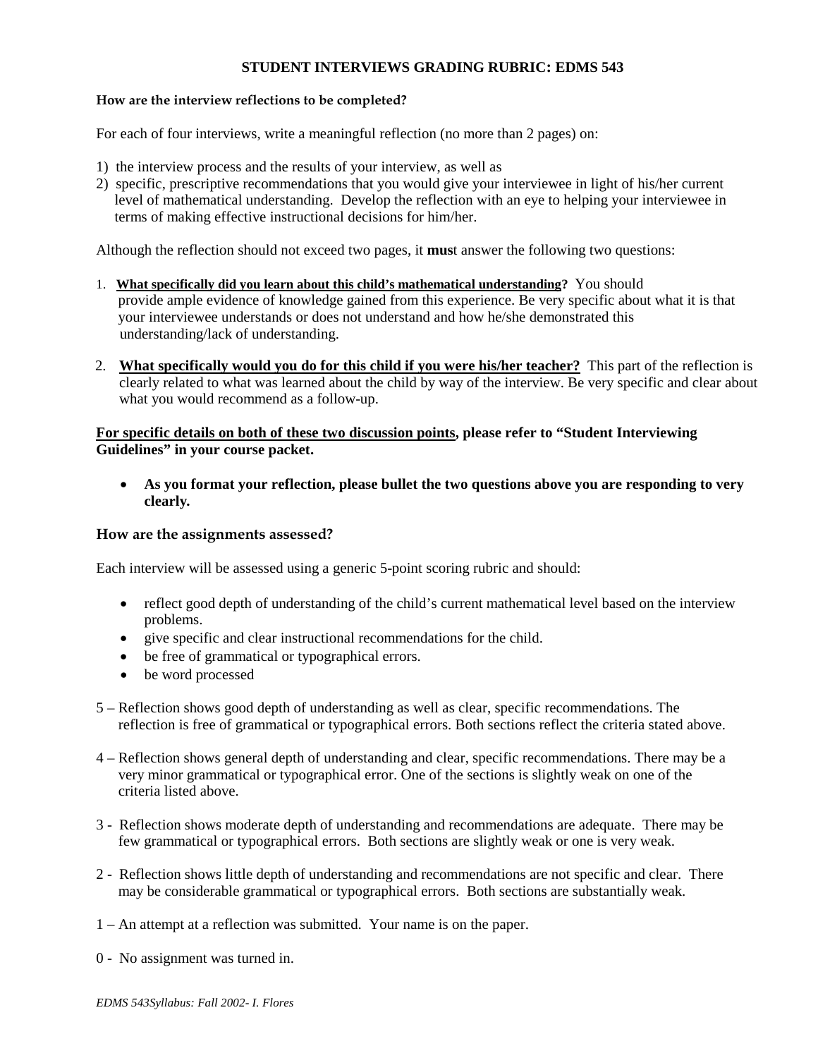# STUDENT INTERVIEWS GRADING RUBRIC: EDMS 543

**How are the interview reflections to be completed?**

For each of four interviews, write a meaningful reflection (no more than 2 pages) on:

1) the interview process and the results of your interview, as well as
2) specific, prescriptive recommendations that you would give your interviewee in light of his/her current level of mathematical understanding. Develop the reflection with an eye to helping your interviewee in terms of making effective instructional decisions for him/her.

Although the reflection should not exceed two pages, it **mus**t answer the following two questions:

1. <u>**What specifically did you learn about this child's mathematical understanding**</u>**?** You should provide ample evidence of knowledge gained from this experience. Be very specific about what it is that your interviewee understands or does not understand and how he/she demonstrated this understanding/lack of understanding.

2. <u>**What specifically would you do for this child if you were his/her teacher?**</u> This part of the reflection is clearly related to what was learned about the child by way of the interview. Be very specific and clear about what you would recommend as a follow-up.

**<u>For specific details on both of these two discussion points</u>, please refer to "Student Interviewing Guidelines" in your course packet.**

- **As you format your reflection, please bullet the two questions above you are responding to very clearly.**

## How are the assignments assessed?

Each interview will be assessed using a generic 5-point scoring rubric and should:

- reflect good depth of understanding of the child's current mathematical level based on the interview problems.
- give specific and clear instructional recommendations for the child.
- be free of grammatical or typographical errors.
- be word processed

5 – Reflection shows good depth of understanding as well as clear, specific recommendations. The reflection is free of grammatical or typographical errors. Both sections reflect the criteria stated above.

4 – Reflection shows general depth of understanding and clear, specific recommendations. There may be a very minor grammatical or typographical error. One of the sections is slightly weak on one of the criteria listed above.

3 - Reflection shows moderate depth of understanding and recommendations are adequate. There may be few grammatical or typographical errors. Both sections are slightly weak or one is very weak.

2 - Reflection shows little depth of understanding and recommendations are not specific and clear. There may be considerable grammatical or typographical errors. Both sections are substantially weak.

1 – An attempt at a reflection was submitted. Your name is on the paper.

0 - No assignment was turned in.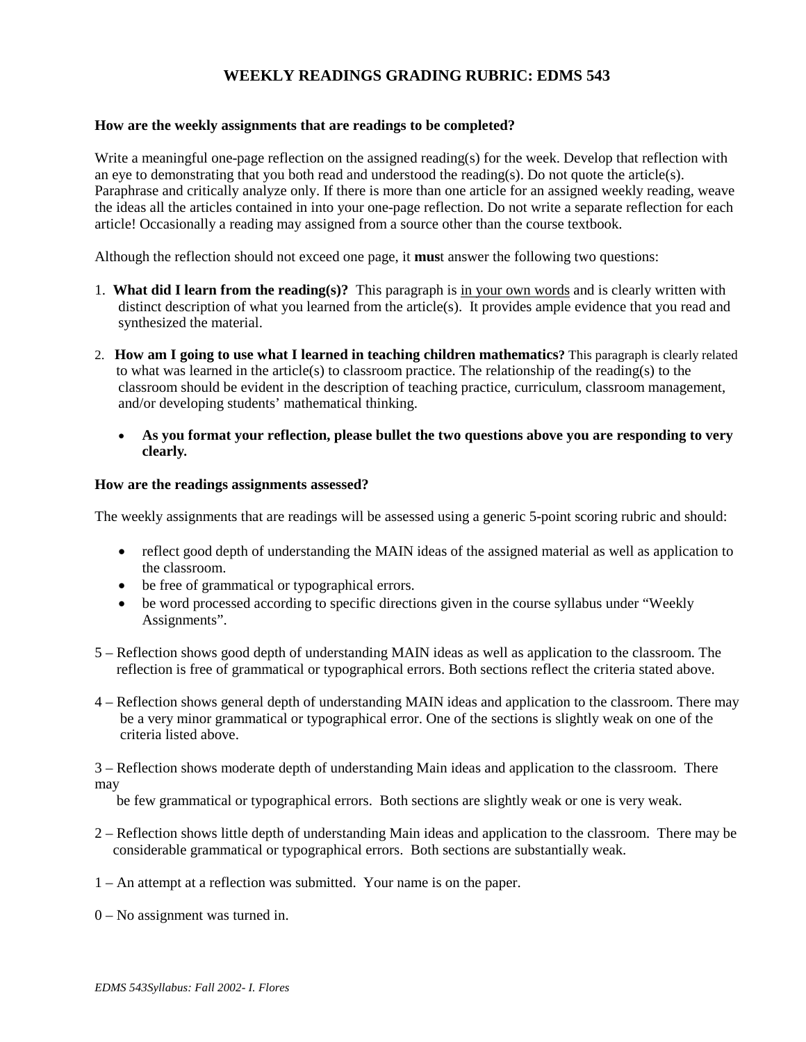# WEEKLY READINGS GRADING RUBRIC: EDMS 543

**How are the weekly assignments that are readings to be completed?**

Write a meaningful one-page reflection on the assigned reading(s) for the week. Develop that reflection with an eye to demonstrating that you both read and understood the reading(s). Do not quote the article(s). Paraphrase and critically analyze only. If there is more than one article for an assigned weekly reading, weave the ideas all the articles contained in into your one-page reflection. Do not write a separate reflection for each article! Occasionally a reading may assigned from a source other than the course textbook.

Although the reflection should not exceed one page, it **mus**t answer the following two questions:

1. **What did I learn from the reading(s)?** This paragraph is <u>in your own words</u> and is clearly written with distinct description of what you learned from the article(s). It provides ample evidence that you read and synthesized the material.

2. **How am I going to use what I learned in teaching children mathematics?** This paragraph is clearly related to what was learned in the article(s) to classroom practice. The relationship of the reading(s) to the classroom should be evident in the description of teaching practice, curriculum, classroom management, and/or developing students' mathematical thinking.

   - **As you format your reflection, please bullet the two questions above you are responding to very clearly.**

**How are the readings assignments assessed?**

The weekly assignments that are readings will be assessed using a generic 5-point scoring rubric and should:

- reflect good depth of understanding the MAIN ideas of the assigned material as well as application to the classroom.
- be free of grammatical or typographical errors.
- be word processed according to specific directions given in the course syllabus under "Weekly Assignments".

5 – Reflection shows good depth of understanding MAIN ideas as well as application to the classroom. The reflection is free of grammatical or typographical errors. Both sections reflect the criteria stated above.

4 – Reflection shows general depth of understanding MAIN ideas and application to the classroom. There may be a very minor grammatical or typographical error. One of the sections is slightly weak on one of the criteria listed above.

3 – Reflection shows moderate depth of understanding Main ideas and application to the classroom. There may be few grammatical or typographical errors. Both sections are slightly weak or one is very weak.

2 – Reflection shows little depth of understanding Main ideas and application to the classroom. There may be considerable grammatical or typographical errors. Both sections are substantially weak.

1 – An attempt at a reflection was submitted. Your name is on the paper.

0 – No assignment was turned in.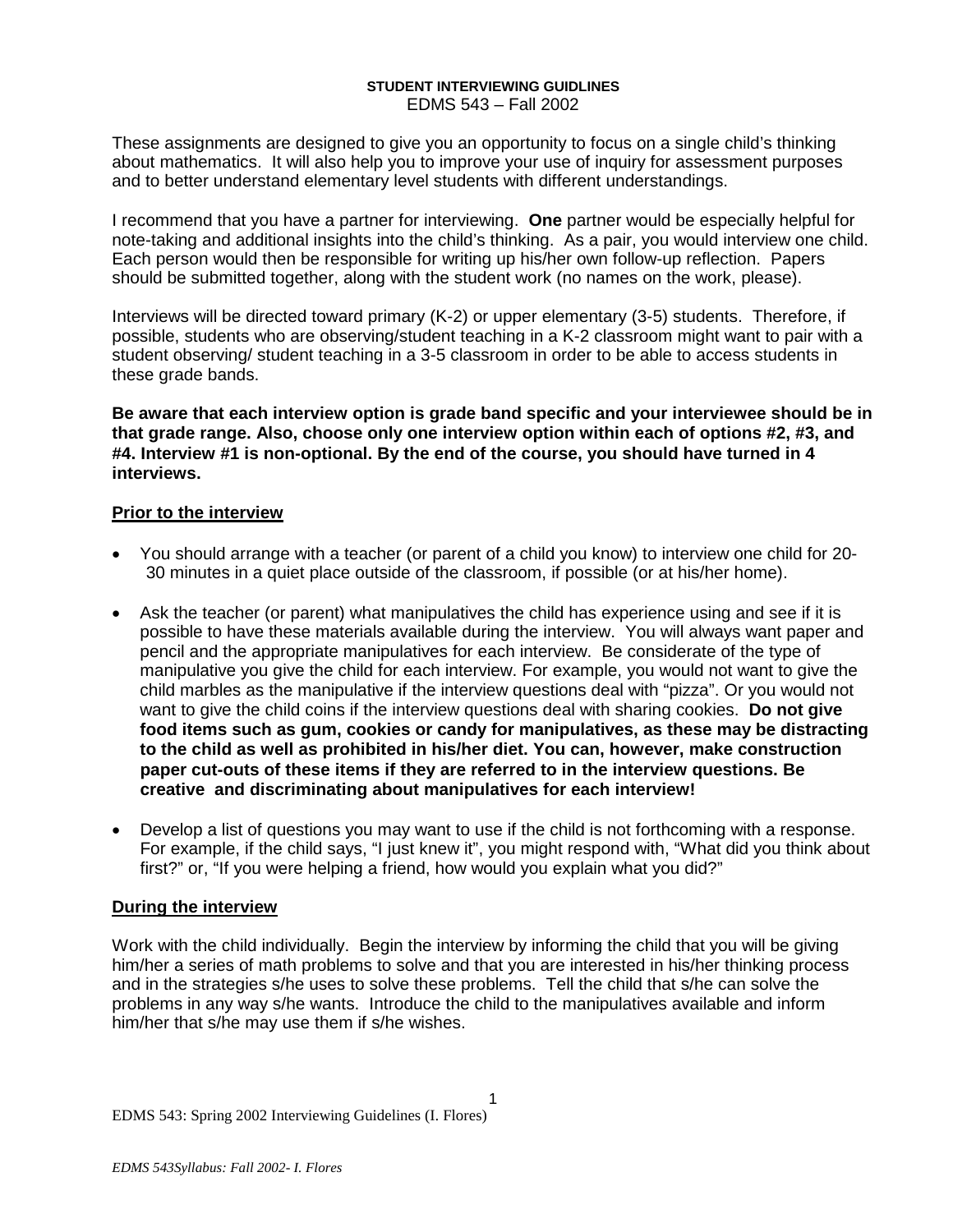**STUDENT INTERVIEWING GUIDLINES**
EDMS 543 – Fall 2002

These assignments are designed to give you an opportunity to focus on a single child's thinking about mathematics. It will also help you to improve your use of inquiry for assessment purposes and to better understand elementary level students with different understandings.

I recommend that you have a partner for interviewing. **One** partner would be especially helpful for note-taking and additional insights into the child's thinking. As a pair, you would interview one child. Each person would then be responsible for writing up his/her own follow-up reflection. Papers should be submitted together, along with the student work (no names on the work, please).

Interviews will be directed toward primary (K-2) or upper elementary (3-5) students. Therefore, if possible, students who are observing/student teaching in a K-2 classroom might want to pair with a student observing/ student teaching in a 3-5 classroom in order to be able to access students in these grade bands.

**Be aware that each interview option is grade band specific and your interviewee should be in that grade range. Also, choose only one interview option within each of options #2, #3, and #4. Interview #1 is non-optional. By the end of the course, you should have turned in 4 interviews.**

## Prior to the interview

- You should arrange with a teacher (or parent of a child you know) to interview one child for 20-30 minutes in a quiet place outside of the classroom, if possible (or at his/her home).
- Ask the teacher (or parent) what manipulatives the child has experience using and see if it is possible to have these materials available during the interview. You will always want paper and pencil and the appropriate manipulatives for each interview. Be considerate of the type of manipulative you give the child for each interview. For example, you would not want to give the child marbles as the manipulative if the interview questions deal with "pizza". Or you would not want to give the child coins if the interview questions deal with sharing cookies. **Do not give food items such as gum, cookies or candy for manipulatives, as these may be distracting to the child as well as prohibited in his/her diet. You can, however, make construction paper cut-outs of these items if they are referred to in the interview questions. Be creative and discriminating about manipulatives for each interview!**
- Develop a list of questions you may want to use if the child is not forthcoming with a response. For example, if the child says, "I just knew it", you might respond with, "What did you think about first?" or, "If you were helping a friend, how would you explain what you did?"

## During the interview

Work with the child individually. Begin the interview by informing the child that you will be giving him/her a series of math problems to solve and that you are interested in his/her thinking process and in the strategies s/he uses to solve these problems. Tell the child that s/he can solve the problems in any way s/he wants. Introduce the child to the manipulatives available and inform him/her that s/he may use them if s/he wishes.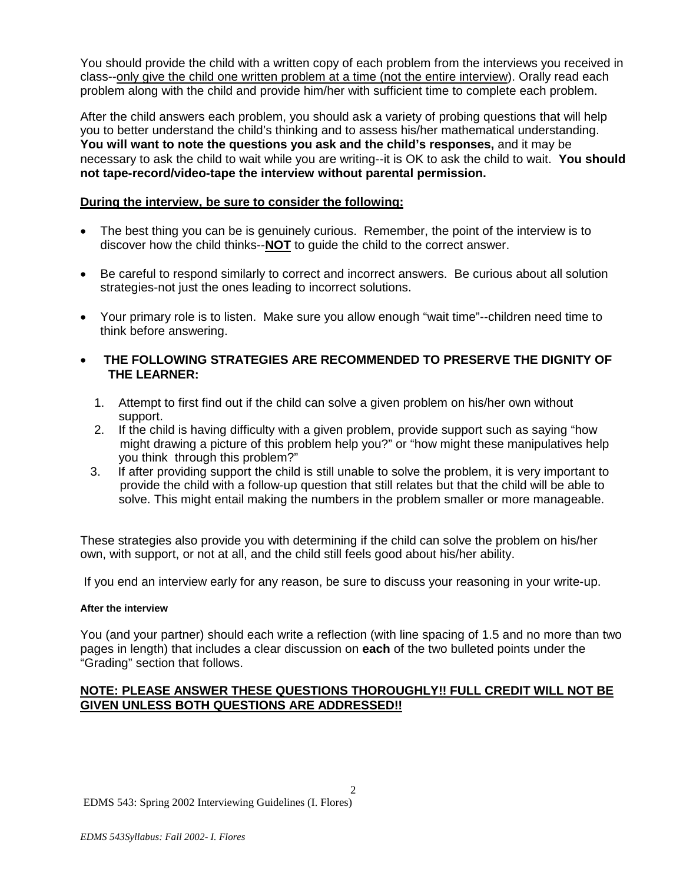You should provide the child with a written copy of each problem from the interviews you received in class--only give the child one written problem at a time (not the entire interview). Orally read each problem along with the child and provide him/her with sufficient time to complete each problem.

After the child answers each problem, you should ask a variety of probing questions that will help you to better understand the child's thinking and to assess his/her mathematical understanding. **You will want to note the questions you ask and the child's responses,** and it may be necessary to ask the child to wait while you are writing--it is OK to ask the child to wait. **You should not tape-record/video-tape the interview without parental permission.**

**During the interview, be sure to consider the following:**

- The best thing you can be is genuinely curious. Remember, the point of the interview is to discover how the child thinks--**NOT** to guide the child to the correct answer.
- Be careful to respond similarly to correct and incorrect answers. Be curious about all solution strategies-not just the ones leading to incorrect solutions.
- Your primary role is to listen. Make sure you allow enough "wait time"--children need time to think before answering.
- **THE FOLLOWING STRATEGIES ARE RECOMMENDED TO PRESERVE THE DIGNITY OF THE LEARNER:**
  1. Attempt to first find out if the child can solve a given problem on his/her own without support.
  2. If the child is having difficulty with a given problem, provide support such as saying "how might drawing a picture of this problem help you?" or "how might these manipulatives help you think through this problem?"
  3. If after providing support the child is still unable to solve the problem, it is very important to provide the child with a follow-up question that still relates but that the child will be able to solve. This might entail making the numbers in the problem smaller or more manageable.

These strategies also provide you with determining if the child can solve the problem on his/her own, with support, or not at all, and the child still feels good about his/her ability.

If you end an interview early for any reason, be sure to discuss your reasoning in your write-up.

**After the interview**

You (and your partner) should each write a reflection (with line spacing of 1.5 and no more than two pages in length) that includes a clear discussion on **each** of the two bulleted points under the "Grading" section that follows.

**NOTE: PLEASE ANSWER THESE QUESTIONS THOROUGHLY!! FULL CREDIT WILL NOT BE GIVEN UNLESS BOTH QUESTIONS ARE ADDRESSED!!**

EDMS 543: Spring 2002 Interviewing Guidelines (I. Flores)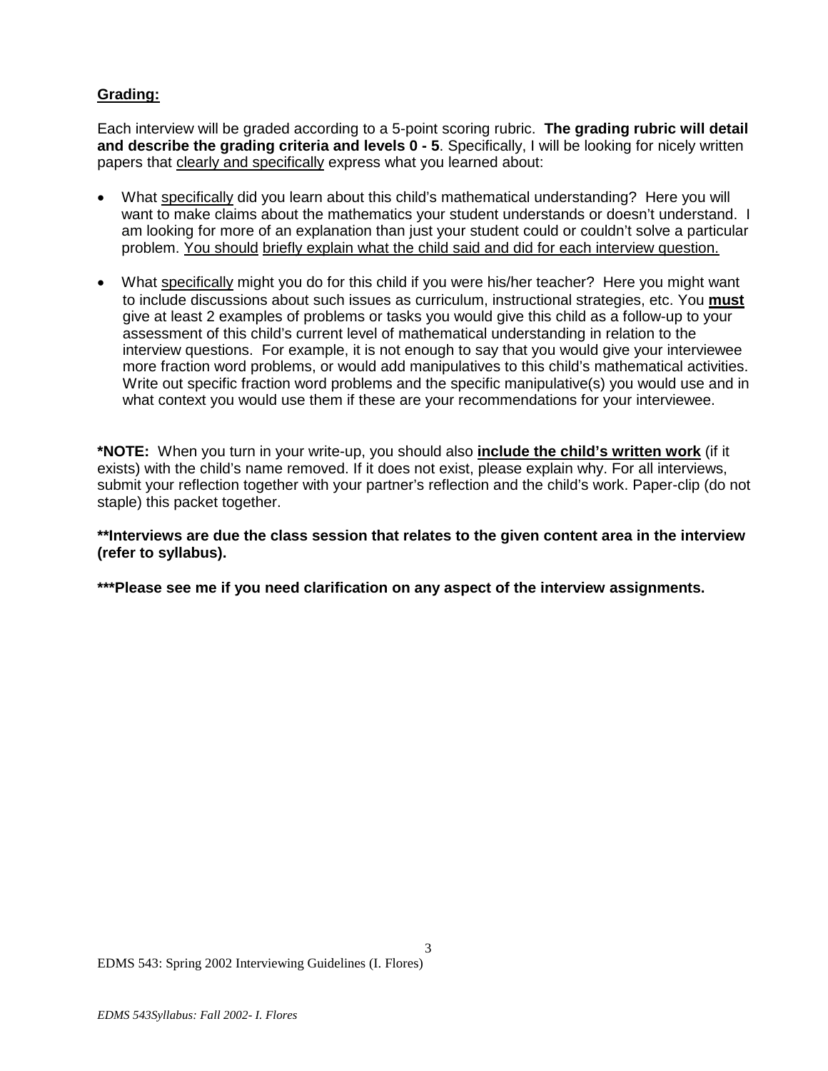**Grading:**

Each interview will be graded according to a 5-point scoring rubric. **The grading rubric will detail and describe the grading criteria and levels 0 - 5**. Specifically, I will be looking for nicely written papers that clearly and specifically express what you learned about:

- What specifically did you learn about this child's mathematical understanding? Here you will want to make claims about the mathematics your student understands or doesn't understand. I am looking for more of an explanation than just your student could or couldn't solve a particular problem. You should briefly explain what the child said and did for each interview question.
- What specifically might you do for this child if you were his/her teacher? Here you might want to include discussions about such issues as curriculum, instructional strategies, etc. You **must** give at least 2 examples of problems or tasks you would give this child as a follow-up to your assessment of this child's current level of mathematical understanding in relation to the interview questions. For example, it is not enough to say that you would give your interviewee more fraction word problems, or would add manipulatives to this child's mathematical activities. Write out specific fraction word problems and the specific manipulative(s) you would use and in what context you would use them if these are your recommendations for your interviewee.

**\*NOTE:** When you turn in your write-up, you should also **include the child's written work** (if it exists) with the child's name removed. If it does not exist, please explain why. For all interviews, submit your reflection together with your partner's reflection and the child's work. Paper-clip (do not staple) this packet together.

**\*\*Interviews are due the class session that relates to the given content area in the interview (refer to syllabus).**

**\*\*\*Please see me if you need clarification on any aspect of the interview assignments.**

EDMS 543: Spring 2002 Interviewing Guidelines (I. Flores)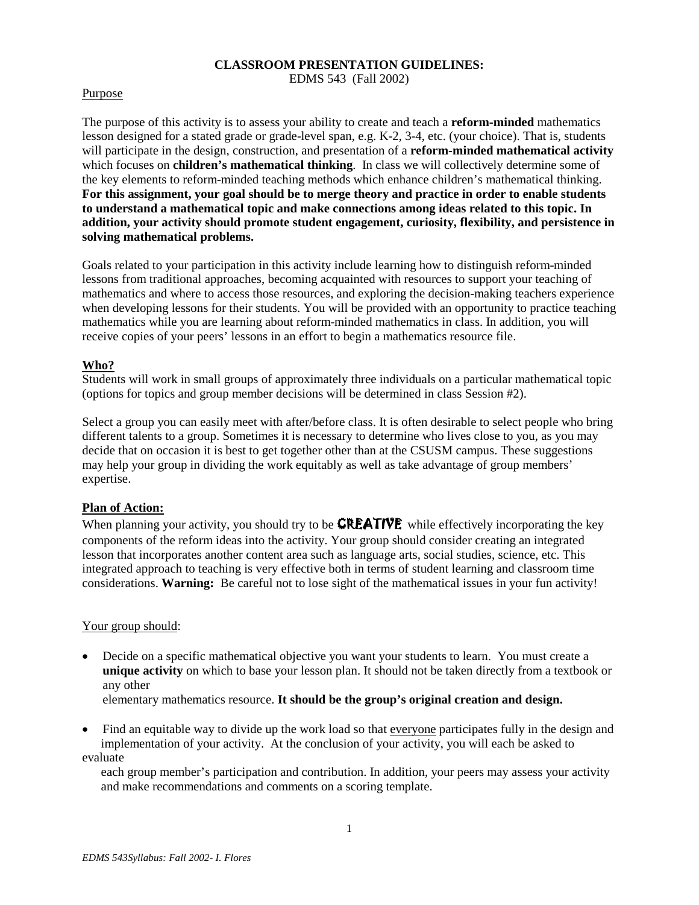**CLASSROOM PRESENTATION GUIDELINES:**
EDMS 543 (Fall 2002)

Purpose

The purpose of this activity is to assess your ability to create and teach a **reform-minded** mathematics lesson designed for a stated grade or grade-level span, e.g. K-2, 3-4, etc. (your choice). That is, students will participate in the design, construction, and presentation of a **reform-minded mathematical activity** which focuses on **children's mathematical thinking**. In class we will collectively determine some of the key elements to reform-minded teaching methods which enhance children's mathematical thinking. **For this assignment, your goal should be to merge theory and practice in order to enable students to understand a mathematical topic and make connections among ideas related to this topic. In addition, your activity should promote student engagement, curiosity, flexibility, and persistence in solving mathematical problems.**

Goals related to your participation in this activity include learning how to distinguish reform-minded lessons from traditional approaches, becoming acquainted with resources to support your teaching of mathematics and where to access those resources, and exploring the decision-making teachers experience when developing lessons for their students. You will be provided with an opportunity to practice teaching mathematics while you are learning about reform-minded mathematics in class. In addition, you will receive copies of your peers' lessons in an effort to begin a mathematics resource file.

**Who?**

Students will work in small groups of approximately three individuals on a particular mathematical topic (options for topics and group member decisions will be determined in class Session #2).

Select a group you can easily meet with after/before class. It is often desirable to select people who bring different talents to a group. Sometimes it is necessary to determine who lives close to you, as you may decide that on occasion it is best to get together other than at the CSUSM campus. These suggestions may help your group in dividing the work equitably as well as take advantage of group members' expertise.

**Plan of Action:**

When planning your activity, you should try to be **CREATIVE** while effectively incorporating the key components of the reform ideas into the activity. Your group should consider creating an integrated lesson that incorporates another content area such as language arts, social studies, science, etc. This integrated approach to teaching is very effective both in terms of student learning and classroom time considerations. **Warning:** Be careful not to lose sight of the mathematical issues in your fun activity!

Your group should:

- Decide on a specific mathematical objective you want your students to learn. You must create a **unique activity** on which to base your lesson plan. It should not be taken directly from a textbook or any other elementary mathematics resource. **It should be the group's original creation and design.**
- Find an equitable way to divide up the work load so that everyone participates fully in the design and implementation of your activity. At the conclusion of your activity, you will each be asked to evaluate each group member's participation and contribution. In addition, your peers may assess your activity and make recommendations and comments on a scoring template.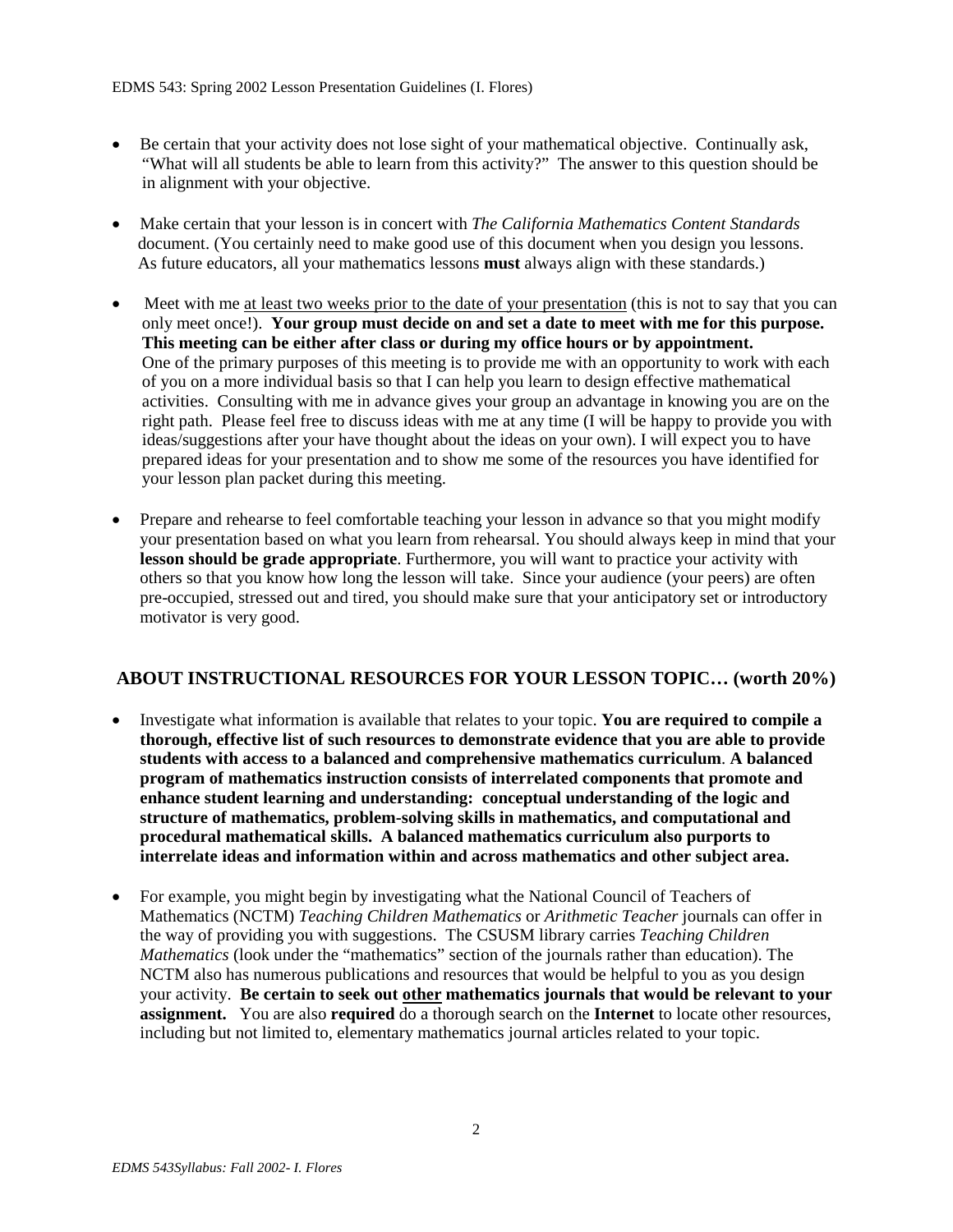- Be certain that your activity does not lose sight of your mathematical objective. Continually ask, "What will all students be able to learn from this activity?" The answer to this question should be in alignment with your objective.

- Make certain that your lesson is in concert with *The California Mathematics Content Standards* document. (You certainly need to make good use of this document when you design you lessons. As future educators, all your mathematics lessons **must** always align with these standards.)

- Meet with me <u>at least two weeks prior to the date of your presentation</u> (this is not to say that you can only meet once!). **Your group must decide on and set a date to meet with me for this purpose. This meeting can be either after class or during my office hours or by appointment.** One of the primary purposes of this meeting is to provide me with an opportunity to work with each of you on a more individual basis so that I can help you learn to design effective mathematical activities. Consulting with me in advance gives your group an advantage in knowing you are on the right path. Please feel free to discuss ideas with me at any time (I will be happy to provide you with ideas/suggestions after your have thought about the ideas on your own). I will expect you to have prepared ideas for your presentation and to show me some of the resources you have identified for your lesson plan packet during this meeting.

- Prepare and rehearse to feel comfortable teaching your lesson in advance so that you might modify your presentation based on what you learn from rehearsal. You should always keep in mind that your **lesson should be grade appropriate**. Furthermore, you will want to practice your activity with others so that you know how long the lesson will take. Since your audience (your peers) are often pre-occupied, stressed out and tired, you should make sure that your anticipatory set or introductory motivator is very good.

## ABOUT INSTRUCTIONAL RESOURCES FOR YOUR LESSON TOPIC… (worth 20%)

- Investigate what information is available that relates to your topic. **You are required to compile a thorough, effective list of such resources to demonstrate evidence that you are able to provide students with access to a balanced and comprehensive mathematics curriculum**. **A balanced program of mathematics instruction consists of interrelated components that promote and enhance student learning and understanding: conceptual understanding of the logic and structure of mathematics, problem-solving skills in mathematics, and computational and procedural mathematical skills. A balanced mathematics curriculum also purports to interrelate ideas and information within and across mathematics and other subject area.**

- For example, you might begin by investigating what the National Council of Teachers of Mathematics (NCTM) *Teaching Children Mathematics* or *Arithmetic Teacher* journals can offer in the way of providing you with suggestions. The CSUSM library carries *Teaching Children Mathematics* (look under the "mathematics" section of the journals rather than education). The NCTM also has numerous publications and resources that would be helpful to you as you design your activity. **Be certain to seek out <u>other</u> mathematics journals that would be relevant to your assignment.** You are also **required** do a thorough search on the **Internet** to locate other resources, including but not limited to, elementary mathematics journal articles related to your topic.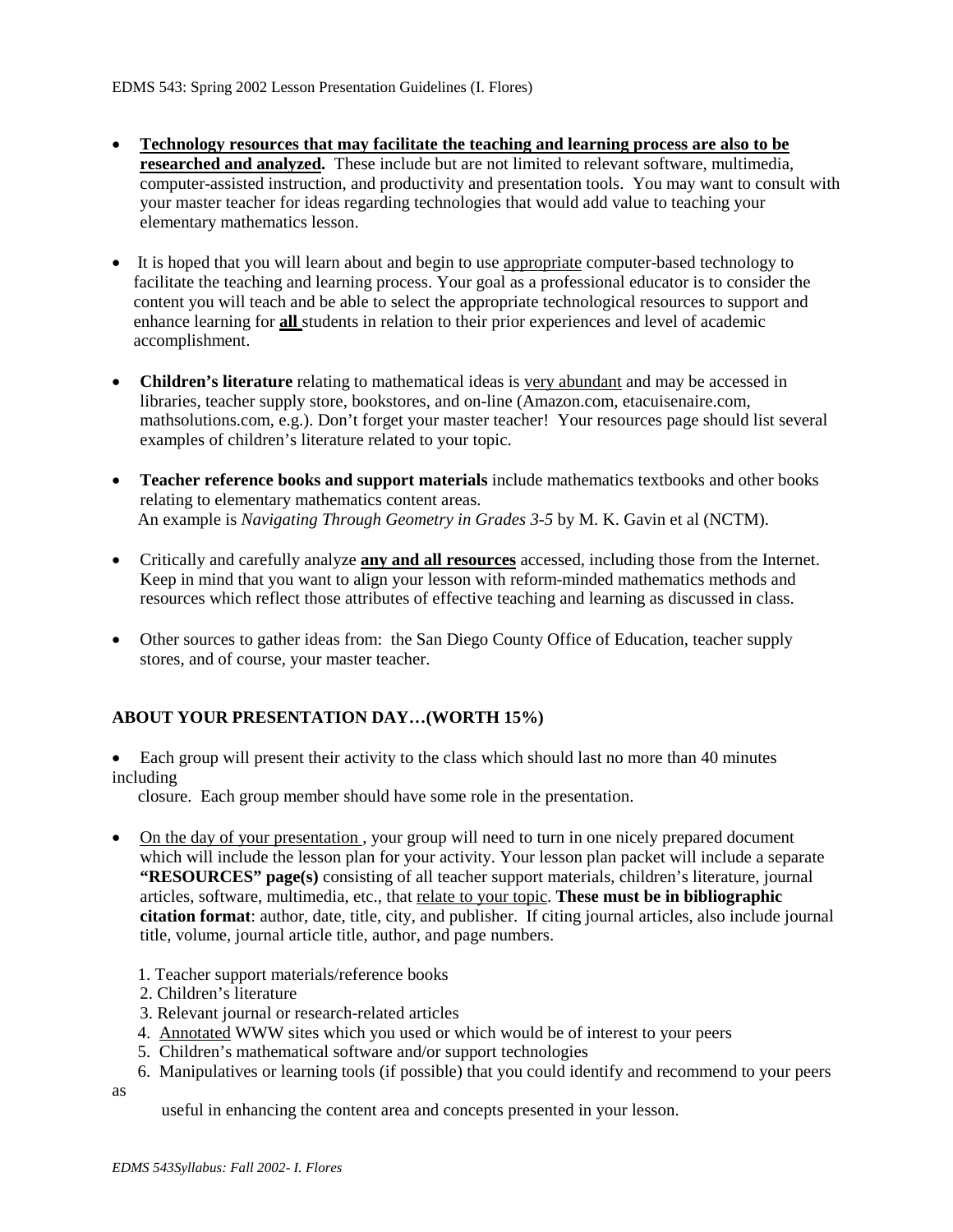- **Technology resources that may facilitate the teaching and learning process are also to be researched and analyzed.** These include but are not limited to relevant software, multimedia, computer-assisted instruction, and productivity and presentation tools. You may want to consult with your master teacher for ideas regarding technologies that would add value to teaching your elementary mathematics lesson.

- It is hoped that you will learn about and begin to use appropriate computer-based technology to facilitate the teaching and learning process. Your goal as a professional educator is to consider the content you will teach and be able to select the appropriate technological resources to support and enhance learning for **all** students in relation to their prior experiences and level of academic accomplishment.

- **Children's literature** relating to mathematical ideas is very abundant and may be accessed in libraries, teacher supply store, bookstores, and on-line (Amazon.com, etacuisenaire.com, mathsolutions.com, e.g.). Don't forget your master teacher! Your resources page should list several examples of children's literature related to your topic.

- **Teacher reference books and support materials** include mathematics textbooks and other books relating to elementary mathematics content areas.
  An example is *Navigating Through Geometry in Grades 3-5* by M. K. Gavin et al (NCTM).

- Critically and carefully analyze **any and all resources** accessed, including those from the Internet. Keep in mind that you want to align your lesson with reform-minded mathematics methods and resources which reflect those attributes of effective teaching and learning as discussed in class.

- Other sources to gather ideas from: the San Diego County Office of Education, teacher supply stores, and of course, your master teacher.

## ABOUT YOUR PRESENTATION DAY…(WORTH 15%)

- Each group will present their activity to the class which should last no more than 40 minutes including closure. Each group member should have some role in the presentation.

- On the day of your presentation , your group will need to turn in one nicely prepared document which will include the lesson plan for your activity. Your lesson plan packet will include a separate **"RESOURCES" page(s)** consisting of all teacher support materials, children's literature, journal articles, software, multimedia, etc., that relate to your topic. **These must be in bibliographic citation format**: author, date, title, city, and publisher. If citing journal articles, also include journal title, volume, journal article title, author, and page numbers.

  1. Teacher support materials/reference books
  2. Children's literature
  3. Relevant journal or research-related articles
  4. Annotated WWW sites which you used or which would be of interest to your peers
  5. Children's mathematical software and/or support technologies
  6. Manipulatives or learning tools (if possible) that you could identify and recommend to your peers as useful in enhancing the content area and concepts presented in your lesson.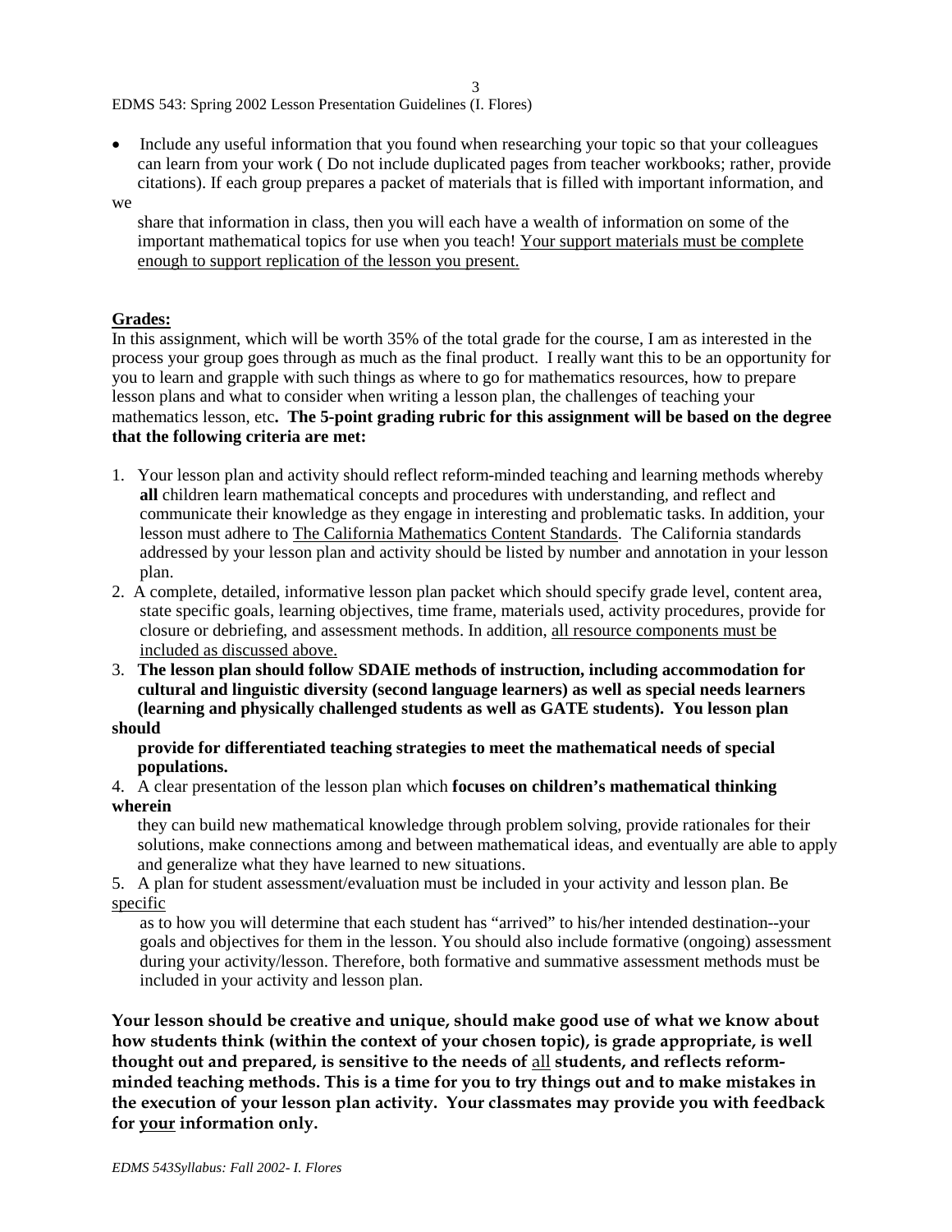- Include any useful information that you found when researching your topic so that your colleagues can learn from your work ( Do not include duplicated pages from teacher workbooks; rather, provide citations). If each group prepares a packet of materials that is filled with important information, and we share that information in class, then you will each have a wealth of information on some of the important mathematical topics for use when you teach! <u>Your support materials must be complete enough to support replication of the lesson you present.</u>

**<u>Grades:</u>**

In this assignment, which will be worth 35% of the total grade for the course, I am as interested in the process your group goes through as much as the final product. I really want this to be an opportunity for you to learn and grapple with such things as where to go for mathematics resources, how to prepare lesson plans and what to consider when writing a lesson plan, the challenges of teaching your mathematics lesson, etc**. The 5-point grading rubric for this assignment will be based on the degree that the following criteria are met:**

1. Your lesson plan and activity should reflect reform-minded teaching and learning methods whereby **all** children learn mathematical concepts and procedures with understanding, and reflect and communicate their knowledge as they engage in interesting and problematic tasks. In addition, your lesson must adhere to <u>The California Mathematics Content Standards</u>. The California standards addressed by your lesson plan and activity should be listed by number and annotation in your lesson plan.
2. A complete, detailed, informative lesson plan packet which should specify grade level, content area, state specific goals, learning objectives, time frame, materials used, activity procedures, provide for closure or debriefing, and assessment methods. In addition, <u>all resource components must be included as discussed above.</u>
3. **The lesson plan should follow SDAIE methods of instruction, including accommodation for cultural and linguistic diversity (second language learners) as well as special needs learners (learning and physically challenged students as well as GATE students). You lesson plan should provide for differentiated teaching strategies to meet the mathematical needs of special populations.**
4. A clear presentation of the lesson plan which **focuses on children's mathematical thinking wherein** they can build new mathematical knowledge through problem solving, provide rationales for their solutions, make connections among and between mathematical ideas, and eventually are able to apply and generalize what they have learned to new situations.
5. A plan for student assessment/evaluation must be included in your activity and lesson plan. Be <u>specific</u> as to how you will determine that each student has "arrived" to his/her intended destination--your goals and objectives for them in the lesson. You should also include formative (ongoing) assessment during your activity/lesson. Therefore, both formative and summative assessment methods must be included in your activity and lesson plan.

**Your lesson should be creative and unique, should make good use of what we know about how students think (within the context of your chosen topic), is grade appropriate, is well thought out and prepared, is sensitive to the needs of <u>all</u> students, and reflects reform-minded teaching methods. This is a time for you to try things out and to make mistakes in the execution of your lesson plan activity. Your classmates may provide you with feedback for <u>your</u> information only.**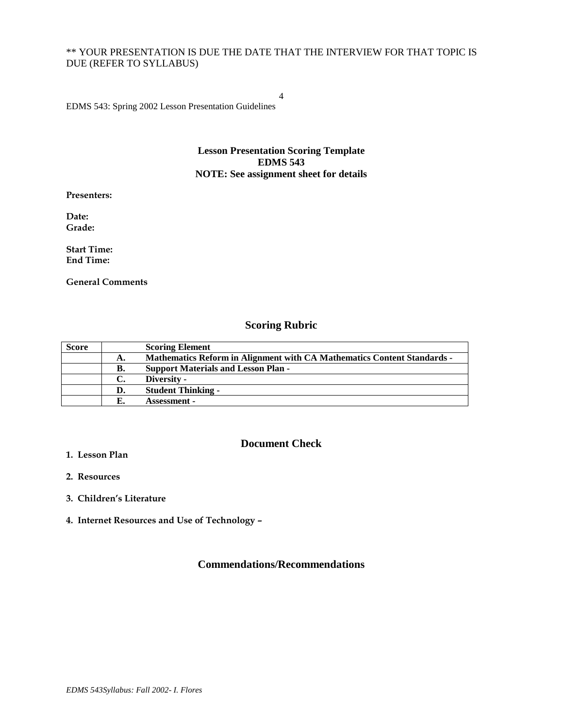** YOUR PRESENTATION IS DUE THE DATE THAT THE INTERVIEW FOR THAT TOPIC IS DUE (REFER TO SYLLABUS)

EDMS 543: Spring 2002 Lesson Presentation Guidelines

## Lesson Presentation Scoring Template
## EDMS 543
## NOTE: See assignment sheet for details

**Presenters:**

**Date:**
**Grade:**

**Start Time:**
**End Time:**

**General Comments**

## Scoring Rubric

| Score | | Scoring Element |
|---|---|---|
| | A. | Mathematics Reform in Alignment with CA Mathematics Content Standards - |
| | B. | Support Materials and Lesson Plan - |
| | C. | Diversity - |
| | D. | Student Thinking - |
| | E. | Assessment - |

## Document Check

1. **Lesson Plan**
2. **Resources**
3. **Children's Literature**
4. **Internet Resources and Use of Technology –**

## Commendations/Recommendations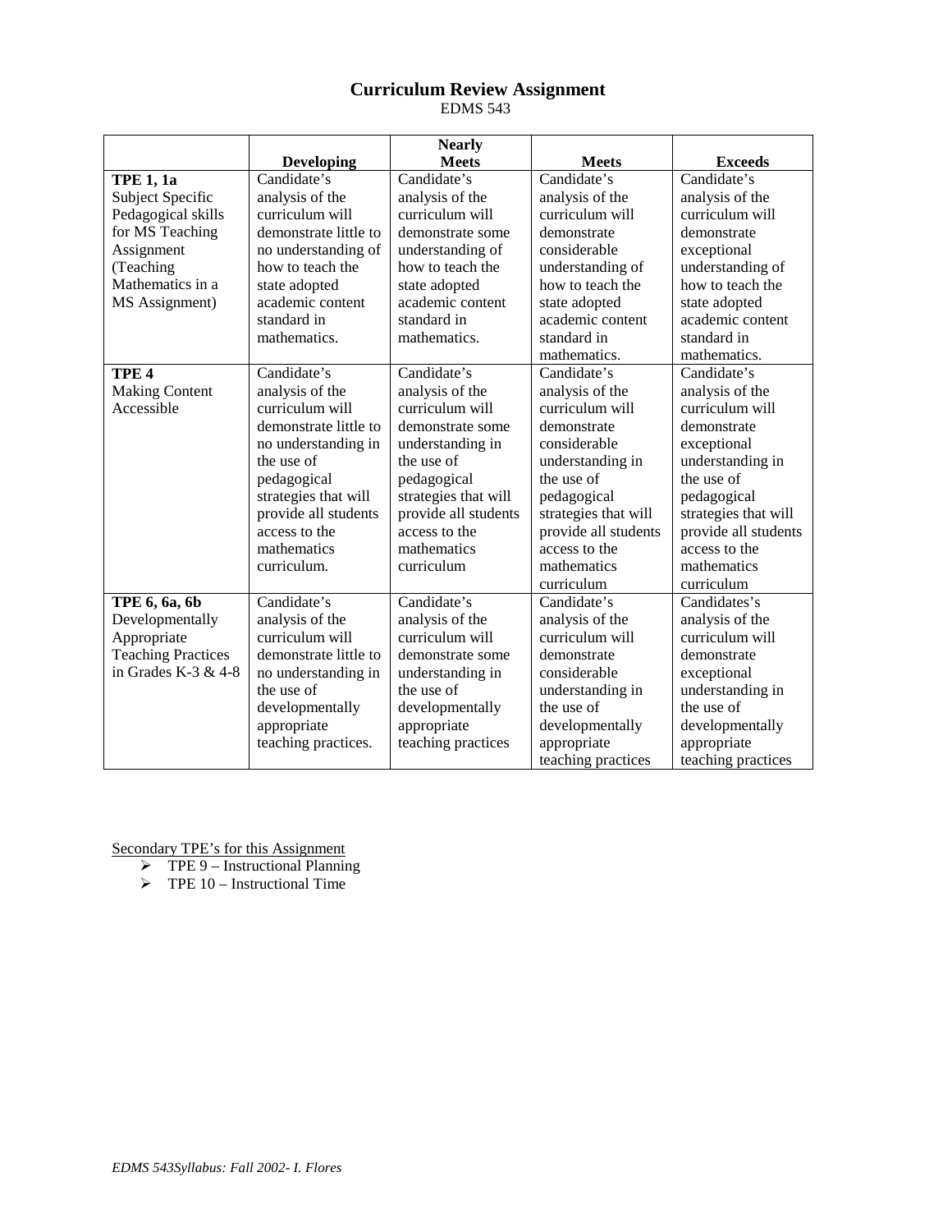# Curriculum Review Assignment

EDMS 543

| | Developing | Nearly Meets | Meets | Exceeds |
|---|---|---|---|---|
| **TPE 1, 1a** Subject Specific Pedagogical skills for MS Teaching Assignment (Teaching Mathematics in a MS Assignment) | Candidate's analysis of the curriculum will demonstrate little to no understanding of how to teach the state adopted academic content standard in mathematics. | Candidate's analysis of the curriculum will demonstrate some understanding of how to teach the state adopted academic content standard in mathematics. | Candidate's analysis of the curriculum will demonstrate considerable understanding of how to teach the state adopted academic content standard in mathematics. | Candidate's analysis of the curriculum will demonstrate exceptional understanding of how to teach the state adopted academic content standard in mathematics. |
| **TPE 4** Making Content Accessible | Candidate's analysis of the curriculum will demonstrate little to no understanding in the use of pedagogical strategies that will provide all students access to the mathematics curriculum. | Candidate's analysis of the curriculum will demonstrate some understanding in the use of pedagogical strategies that will provide all students access to the mathematics curriculum | Candidate's analysis of the curriculum will demonstrate considerable understanding in the use of pedagogical strategies that will provide all students access to the mathematics curriculum | Candidate's analysis of the curriculum will demonstrate exceptional understanding in the use of pedagogical strategies that will provide all students access to the mathematics curriculum |
| **TPE 6, 6a, 6b** Developmentally Appropriate Teaching Practices in Grades K-3 & 4-8 | Candidate's analysis of the curriculum will demonstrate little to no understanding in the use of developmentally appropriate teaching practices. | Candidate's analysis of the curriculum will demonstrate some understanding in the use of developmentally appropriate teaching practices | Candidate's analysis of the curriculum will demonstrate considerable understanding in the use of developmentally appropriate teaching practices | Candidates's analysis of the curriculum will demonstrate exceptional understanding in the use of developmentally appropriate teaching practices |

Secondary TPE's for this Assignment

- TPE 9 – Instructional Planning
- TPE 10 – Instructional Time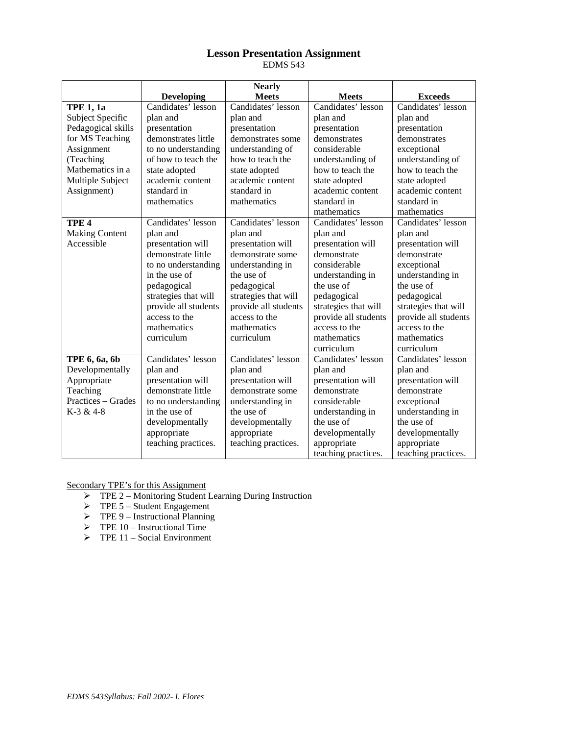# Lesson Presentation Assignment

EDMS 543

| | Developing | Nearly Meets | Meets | Exceeds |
|---|---|---|---|---|
| **TPE 1, 1a** Subject Specific Pedagogical skills for MS Teaching Assignment (Teaching Mathematics in a Multiple Subject Assignment) | Candidates' lesson plan and presentation demonstrates little to no understanding of how to teach the state adopted academic content standard in mathematics | Candidates' lesson plan and presentation demonstrates some understanding of how to teach the state adopted academic content standard in mathematics | Candidates' lesson plan and presentation demonstrates considerable understanding of how to teach the state adopted academic content standard in mathematics | Candidates' lesson plan and presentation demonstrates exceptional understanding of how to teach the state adopted academic content standard in mathematics |
| **TPE 4** Making Content Accessible | Candidates' lesson plan and presentation will demonstrate little to no understanding in the use of pedagogical strategies that will provide all students access to the mathematics curriculum | Candidates' lesson plan and presentation will demonstrate some understanding in the use of pedagogical strategies that will provide all students access to the mathematics curriculum | Candidates' lesson plan and presentation will demonstrate considerable understanding in the use of pedagogical strategies that will provide all students access to the mathematics curriculum | Candidates' lesson plan and presentation will demonstrate exceptional understanding in the use of pedagogical strategies that will provide all students access to the mathematics curriculum |
| **TPE 6, 6a, 6b** Developmentally Appropriate Teaching Practices – Grades K-3 & 4-8 | Candidates' lesson plan and presentation will demonstrate little to no understanding in the use of developmentally appropriate teaching practices. | Candidates' lesson plan and presentation will demonstrate some understanding in the use of developmentally appropriate teaching practices. | Candidates' lesson plan and presentation will demonstrate considerable understanding in the use of developmentally appropriate teaching practices. | Candidates' lesson plan and presentation will demonstrate exceptional understanding in the use of developmentally appropriate teaching practices. |

Secondary TPE's for this Assignment

- TPE 2 – Monitoring Student Learning During Instruction
- TPE 5 – Student Engagement
- TPE 9 – Instructional Planning
- TPE 10 – Instructional Time
- TPE 11 – Social Environment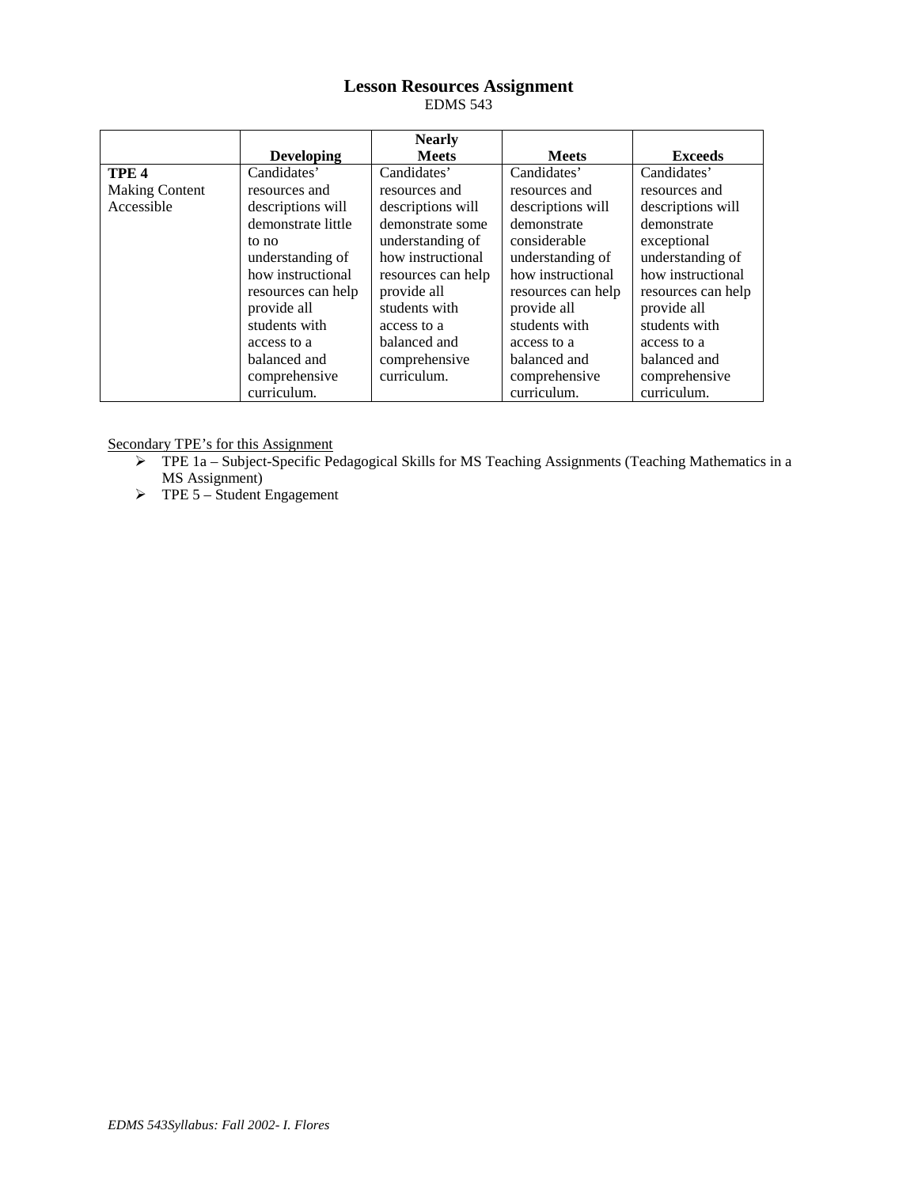## Lesson Resources Assignment

EDMS 543

| | Developing | Nearly Meets | Meets | Exceeds |
|---|---|---|---|---|
| **TPE 4** Making Content Accessible | Candidates' resources and descriptions will demonstrate little to no understanding of how instructional resources can help provide all students with access to a balanced and comprehensive curriculum. | Candidates' resources and descriptions will demonstrate some understanding of how instructional resources can help provide all students with access to a balanced and comprehensive curriculum. | Candidates' resources and descriptions will demonstrate considerable understanding of how instructional resources can help provide all students with access to a balanced and comprehensive curriculum. | Candidates' resources and descriptions will demonstrate exceptional understanding of how instructional resources can help provide all students with access to a balanced and comprehensive curriculum. |

<u>Secondary TPE's for this Assignment</u>

- TPE 1a – Subject-Specific Pedagogical Skills for MS Teaching Assignments (Teaching Mathematics in a MS Assignment)
- TPE 5 – Student Engagement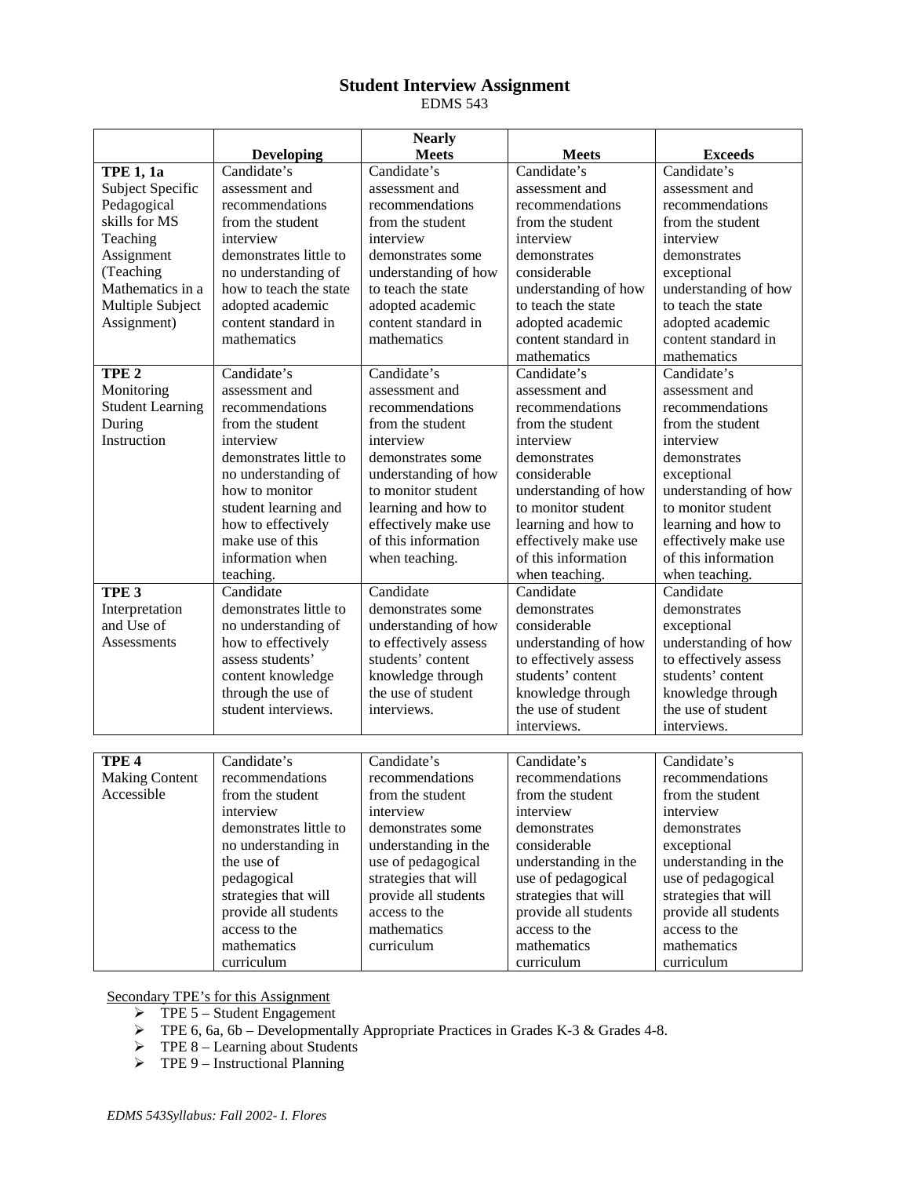## Student Interview Assignment

EDMS 543

| | Developing | Nearly Meets | Meets | Exceeds |
|---|---|---|---|---|
| **TPE 1, 1a** Subject Specific Pedagogical skills for MS Teaching Assignment (Teaching Mathematics in a Multiple Subject Assignment) | Candidate's assessment and recommendations from the student interview demonstrates little to no understanding of how to teach the state adopted academic content standard in mathematics | Candidate's assessment and recommendations from the student interview demonstrates some understanding of how to teach the state adopted academic content standard in mathematics | Candidate's assessment and recommendations from the student interview demonstrates considerable understanding of how to teach the state adopted academic content standard in mathematics | Candidate's assessment and recommendations from the student interview demonstrates exceptional understanding of how to teach the state adopted academic content standard in mathematics |
| **TPE 2** Monitoring Student Learning During Instruction | Candidate's assessment and recommendations from the student interview demonstrates little to no understanding of how to monitor student learning and how to effectively make use of this information when teaching. | Candidate's assessment and recommendations from the student interview demonstrates some understanding of how to monitor student learning and how to effectively make use of this information when teaching. | Candidate's assessment and recommendations from the student interview demonstrates considerable understanding of how to monitor student learning and how to effectively make use of this information when teaching. | Candidate's assessment and recommendations from the student interview demonstrates exceptional understanding of how to monitor student learning and how to effectively make use of this information when teaching. |
| **TPE 3** Interpretation and Use of Assessments | Candidate demonstrates little to no understanding of how to effectively assess students' content knowledge through the use of student interviews. | Candidate demonstrates some understanding of how to effectively assess students' content knowledge through the use of student interviews. | Candidate demonstrates considerable understanding of how to effectively assess students' content knowledge through the use of student interviews. | Candidate demonstrates exceptional understanding of how to effectively assess students' content knowledge through the use of student interviews. |
| **TPE 4** Making Content Accessible | Candidate's recommendations from the student interview demonstrates little to no understanding in the use of pedagogical strategies that will provide all students access to the mathematics curriculum | Candidate's recommendations from the student interview demonstrates some understanding in the use of pedagogical strategies that will provide all students access to the mathematics curriculum | Candidate's recommendations from the student interview demonstrates considerable understanding in the use of pedagogical strategies that will provide all students access to the mathematics curriculum | Candidate's recommendations from the student interview demonstrates exceptional understanding in the use of pedagogical strategies that will provide all students access to the mathematics curriculum |

Secondary TPE's for this Assignment

- TPE 5 – Student Engagement
- TPE 6, 6a, 6b – Developmentally Appropriate Practices in Grades K-3 & Grades 4-8.
- TPE 8 – Learning about Students
- TPE 9 – Instructional Planning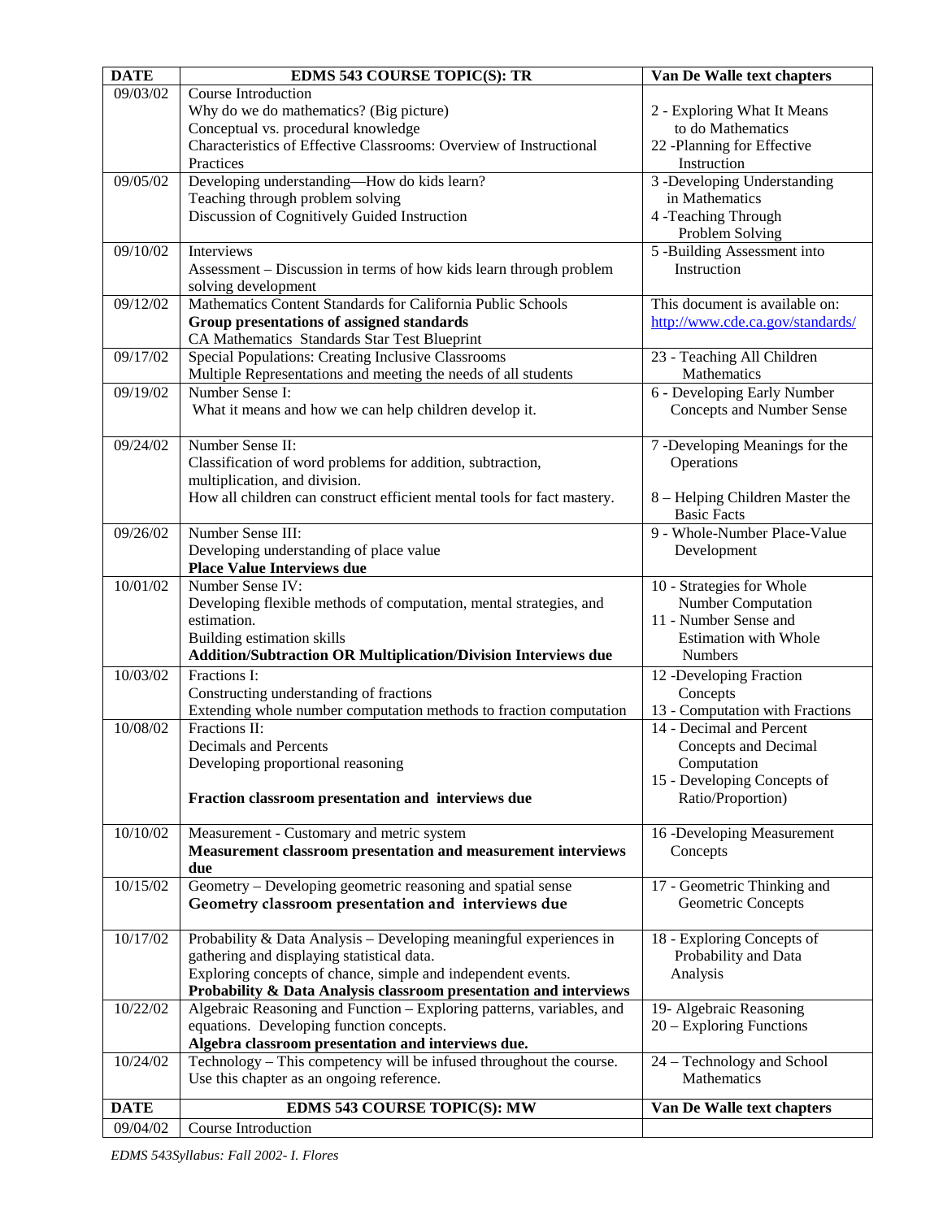| DATE | EDMS 543 COURSE TOPIC(S): TR | Van De Walle text chapters |
|---|---|---|
| 09/03/02 | Course Introduction<br>Why do we do mathematics? (Big picture)<br>Conceptual vs. procedural knowledge<br>Characteristics of Effective Classrooms: Overview of Instructional Practices | 2 - Exploring What It Means to do Mathematics<br>22 -Planning for Effective Instruction |
| 09/05/02 | Developing understanding—How do kids learn?<br>Teaching through problem solving<br>Discussion of Cognitively Guided Instruction | 3 -Developing Understanding in Mathematics<br>4 -Teaching Through Problem Solving |
| 09/10/02 | Interviews<br>Assessment – Discussion in terms of how kids learn through problem solving development | 5 -Building Assessment into Instruction |
| 09/12/02 | Mathematics Content Standards for California Public Schools<br>**Group presentations of assigned standards**<br>CA Mathematics Standards Star Test Blueprint | This document is available on: http://www.cde.ca.gov/standards/ |
| 09/17/02 | Special Populations: Creating Inclusive Classrooms<br>Multiple Representations and meeting the needs of all students | 23 - Teaching All Children Mathematics |
| 09/19/02 | Number Sense I:<br>What it means and how we can help children develop it. | 6 - Developing Early Number Concepts and Number Sense |
| 09/24/02 | Number Sense II:<br>Classification of word problems for addition, subtraction, multiplication, and division.<br>How all children can construct efficient mental tools for fact mastery. | 7 -Developing Meanings for the Operations<br>8 – Helping Children Master the Basic Facts |
| 09/26/02 | Number Sense III:<br>Developing understanding of place value<br>**Place Value Interviews due** | 9 - Whole-Number Place-Value Development |
| 10/01/02 | Number Sense IV:<br>Developing flexible methods of computation, mental strategies, and estimation.<br>Building estimation skills<br>**Addition/Subtraction OR Multiplication/Division Interviews due** | 10 - Strategies for Whole Number Computation<br>11 - Number Sense and Estimation with Whole Numbers |
| 10/03/02 | Fractions I:<br>Constructing understanding of fractions<br>Extending whole number computation methods to fraction computation | 12 -Developing Fraction Concepts<br>13 - Computation with Fractions |
| 10/08/02 | Fractions II:<br>Decimals and Percents<br>Developing proportional reasoning<br>**Fraction classroom presentation and interviews due** | 14 - Decimal and Percent Concepts and Decimal Computation<br>15 - Developing Concepts of Ratio/Proportion) |
| 10/10/02 | Measurement - Customary and metric system<br>**Measurement classroom presentation and measurement interviews due** | 16 -Developing Measurement Concepts |
| 10/15/02 | Geometry – Developing geometric reasoning and spatial sense<br>**Geometry classroom presentation and interviews due** | 17 - Geometric Thinking and Geometric Concepts |
| 10/17/02 | Probability & Data Analysis – Developing meaningful experiences in gathering and displaying statistical data.<br>Exploring concepts of chance, simple and independent events.<br>**Probability & Data Analysis classroom presentation and interviews** | 18 - Exploring Concepts of Probability and Data Analysis |
| 10/22/02 | Algebraic Reasoning and Function – Exploring patterns, variables, and equations. Developing function concepts.<br>**Algebra classroom presentation and interviews due.** | 19- Algebraic Reasoning<br>20 – Exploring Functions |
| 10/24/02 | Technology – This competency will be infused throughout the course. Use this chapter as an ongoing reference. | 24 – Technology and School Mathematics |

| DATE | EDMS 543 COURSE TOPIC(S): MW | Van De Walle text chapters |
|---|---|---|
| 09/04/02 | Course Introduction | |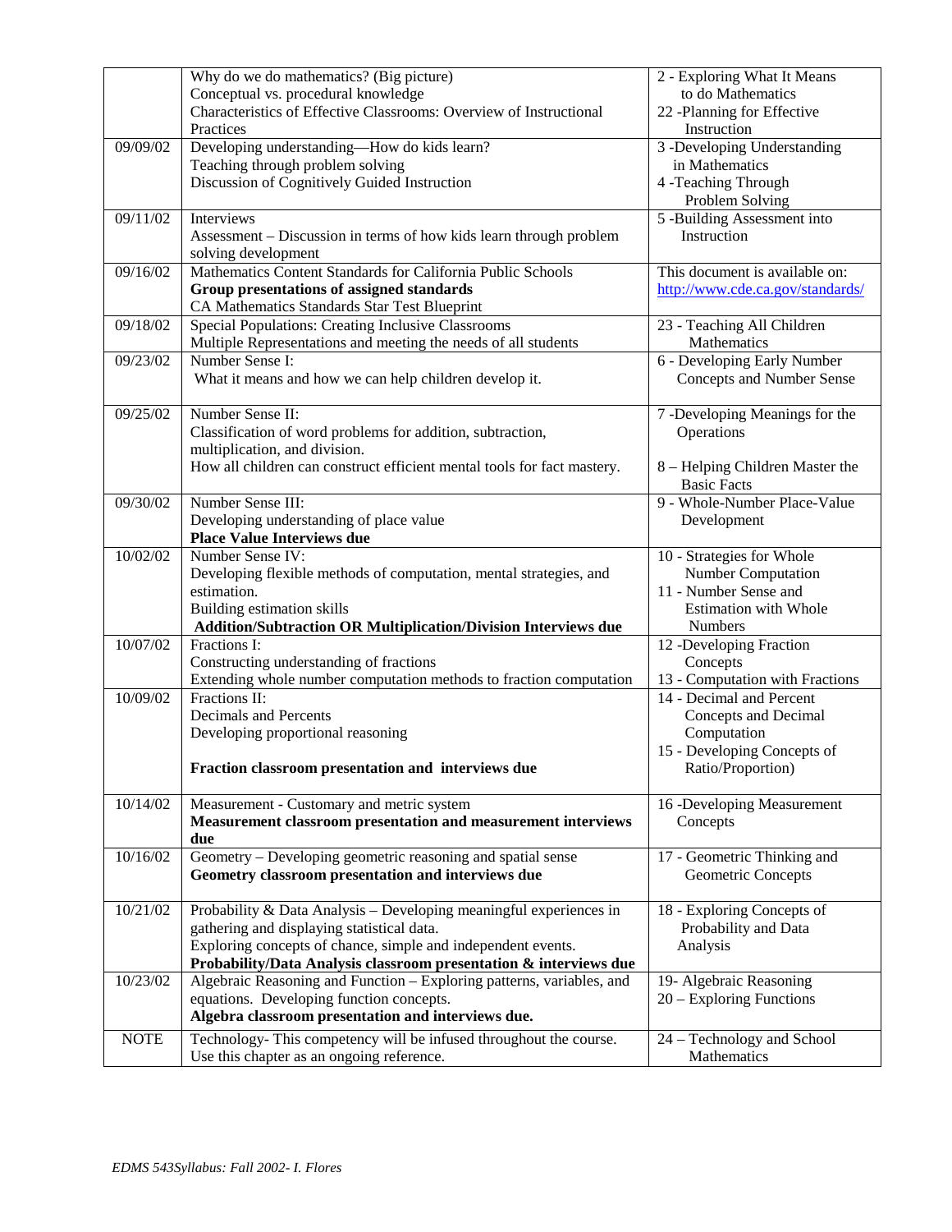| | | |
|---|---|---|
| | Why do we do mathematics? (Big picture)<br>Conceptual vs. procedural knowledge<br>Characteristics of Effective Classrooms: Overview of Instructional Practices | 2 - Exploring What It Means to do Mathematics<br>22 -Planning for Effective Instruction |
| 09/09/02 | Developing understanding—How do kids learn?<br>Teaching through problem solving<br>Discussion of Cognitively Guided Instruction | 3 -Developing Understanding in Mathematics<br>4 -Teaching Through Problem Solving |
| 09/11/02 | Interviews<br>Assessment – Discussion in terms of how kids learn through problem solving development | 5 -Building Assessment into Instruction |
| 09/16/02 | Mathematics Content Standards for California Public Schools<br>**Group presentations of assigned standards**<br>CA Mathematics Standards Star Test Blueprint | This document is available on: http://www.cde.ca.gov/standards/ |
| 09/18/02 | Special Populations: Creating Inclusive Classrooms<br>Multiple Representations and meeting the needs of all students | 23 - Teaching All Children Mathematics |
| 09/23/02 | Number Sense I:<br>What it means and how we can help children develop it. | 6 - Developing Early Number Concepts and Number Sense |
| 09/25/02 | Number Sense II:<br>Classification of word problems for addition, subtraction, multiplication, and division.<br>How all children can construct efficient mental tools for fact mastery. | 7 -Developing Meanings for the Operations<br>8 – Helping Children Master the Basic Facts |
| 09/30/02 | Number Sense III:<br>Developing understanding of place value<br>**Place Value Interviews due** | 9 - Whole-Number Place-Value Development |
| 10/02/02 | Number Sense IV:<br>Developing flexible methods of computation, mental strategies, and estimation.<br>Building estimation skills<br>**Addition/Subtraction OR Multiplication/Division Interviews due** | 10 - Strategies for Whole Number Computation<br>11 - Number Sense and Estimation with Whole Numbers |
| 10/07/02 | Fractions I:<br>Constructing understanding of fractions<br>Extending whole number computation methods to fraction computation | 12 -Developing Fraction Concepts<br>13 - Computation with Fractions |
| 10/09/02 | Fractions II:<br>Decimals and Percents<br>Developing proportional reasoning<br>**Fraction classroom presentation and interviews due** | 14 - Decimal and Percent Concepts and Decimal Computation<br>15 - Developing Concepts of Ratio/Proportion) |
| 10/14/02 | Measurement - Customary and metric system<br>**Measurement classroom presentation and measurement interviews due** | 16 -Developing Measurement Concepts |
| 10/16/02 | Geometry – Developing geometric reasoning and spatial sense<br>**Geometry classroom presentation and interviews due** | 17 - Geometric Thinking and Geometric Concepts |
| 10/21/02 | Probability & Data Analysis – Developing meaningful experiences in gathering and displaying statistical data.<br>Exploring concepts of chance, simple and independent events.<br>**Probability/Data Analysis classroom presentation & interviews due** | 18 - Exploring Concepts of Probability and Data Analysis |
| 10/23/02 | Algebraic Reasoning and Function – Exploring patterns, variables, and equations. Developing function concepts.<br>**Algebra classroom presentation and interviews due.** | 19- Algebraic Reasoning<br>20 – Exploring Functions |
| NOTE | Technology- This competency will be infused throughout the course. Use this chapter as an ongoing reference. | 24 – Technology and School Mathematics |